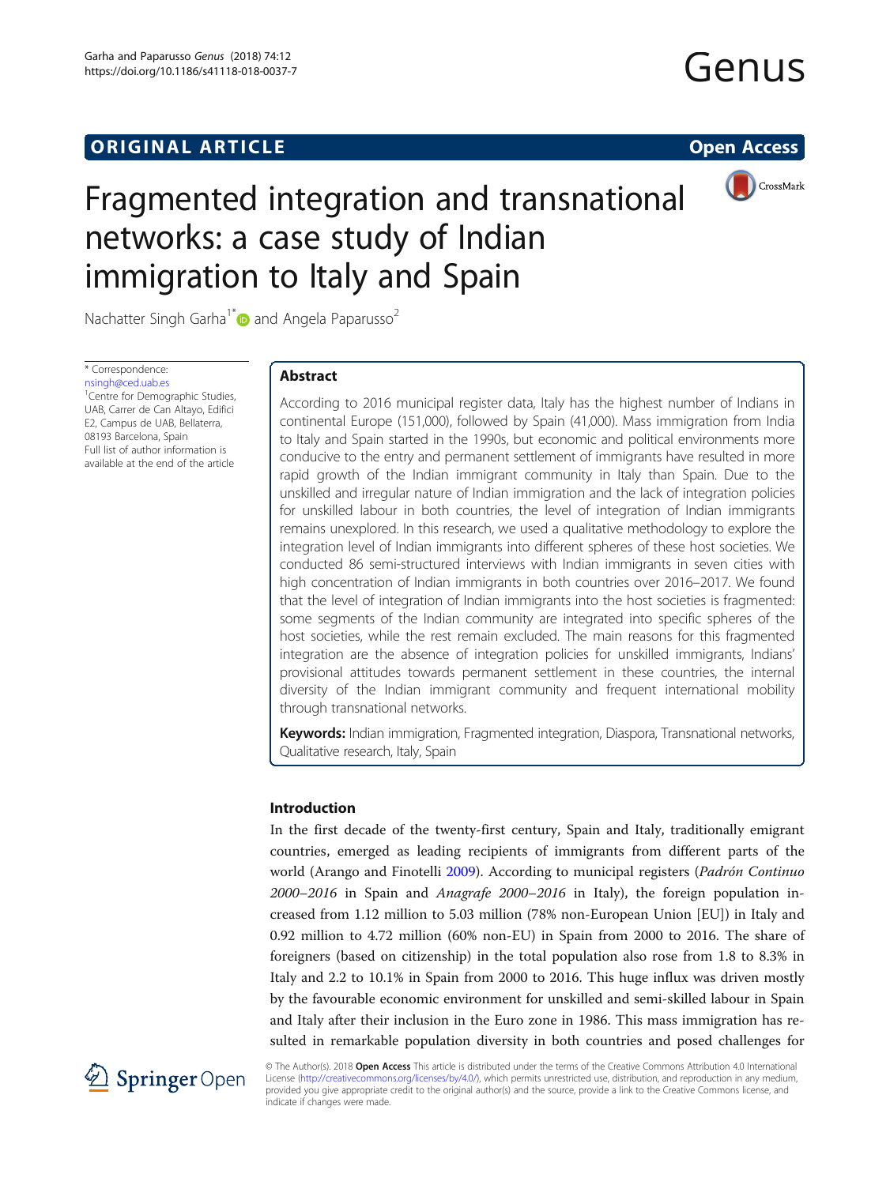ORIGINAL ARTICLE

Open Access

# Fragmented integration and transnational networks: a case study of Indian immigration to Italy and Spain

Nachatter Singh Garha[1*] and Angela Paparusso[2]

\* Correspondence: nsingh@ced.uab.es
[1]Centre for Demographic Studies, UAB, Carrer de Can Altayo, Edifici E2, Campus de UAB, Bellaterra, 08193 Barcelona, Spain
Full list of author information is available at the end of the article

## Abstract

According to 2016 municipal register data, Italy has the highest number of Indians in continental Europe (151,000), followed by Spain (41,000). Mass immigration from India to Italy and Spain started in the 1990s, but economic and political environments more conducive to the entry and permanent settlement of immigrants have resulted in more rapid growth of the Indian immigrant community in Italy than Spain. Due to the unskilled and irregular nature of Indian immigration and the lack of integration policies for unskilled labour in both countries, the level of integration of Indian immigrants remains unexplored. In this research, we used a qualitative methodology to explore the integration level of Indian immigrants into different spheres of these host societies. We conducted 86 semi-structured interviews with Indian immigrants in seven cities with high concentration of Indian immigrants in both countries over 2016–2017. We found that the level of integration of Indian immigrants into the host societies is fragmented: some segments of the Indian community are integrated into specific spheres of the host societies, while the rest remain excluded. The main reasons for this fragmented integration are the absence of integration policies for unskilled immigrants, Indians' provisional attitudes towards permanent settlement in these countries, the internal diversity of the Indian immigrant community and frequent international mobility through transnational networks.

**Keywords:** Indian immigration, Fragmented integration, Diaspora, Transnational networks, Qualitative research, Italy, Spain

## Introduction

In the first decade of the twenty-first century, Spain and Italy, traditionally emigrant countries, emerged as leading recipients of immigrants from different parts of the world (Arango and Finotelli 2009). According to municipal registers (*Padrón Continuo 2000–2016* in Spain and *Anagrafe 2000–2016* in Italy), the foreign population increased from 1.12 million to 5.03 million (78% non-European Union [EU]) in Italy and 0.92 million to 4.72 million (60% non-EU) in Spain from 2000 to 2016. The share of foreigners (based on citizenship) in the total population also rose from 1.8 to 8.3% in Italy and 2.2 to 10.1% in Spain from 2000 to 2016. This huge influx was driven mostly by the favourable economic environment for unskilled and semi-skilled labour in Spain and Italy after their inclusion in the Euro zone in 1986. This mass immigration has resulted in remarkable population diversity in both countries and posed challenges for

© The Author(s). 2018 **Open Access** This article is distributed under the terms of the Creative Commons Attribution 4.0 International License (http://creativecommons.org/licenses/by/4.0/), which permits unrestricted use, distribution, and reproduction in any medium, provided you give appropriate credit to the original author(s) and the source, provide a link to the Creative Commons license, and indicate if changes were made.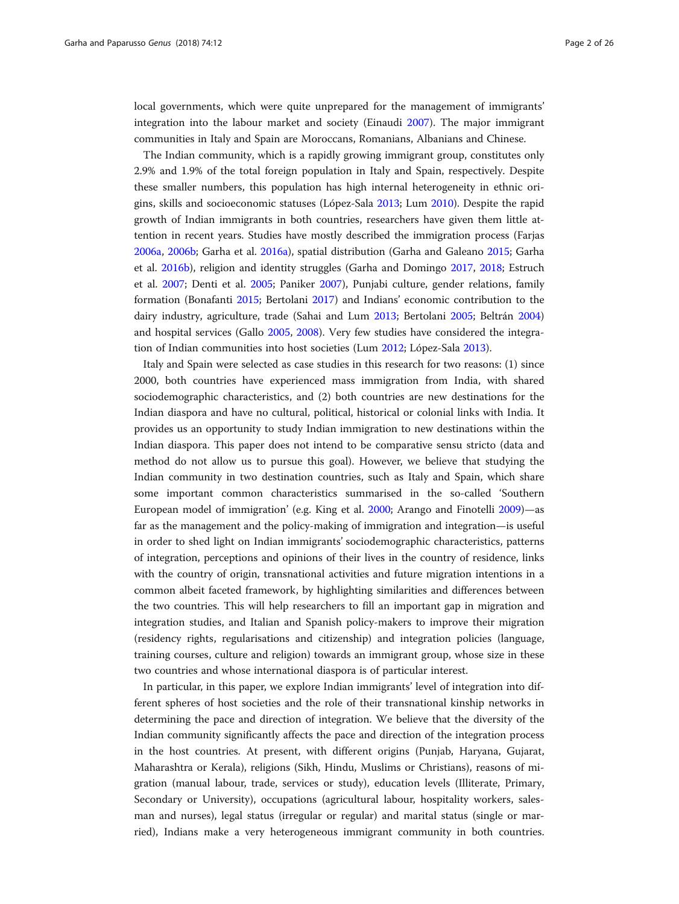local governments, which were quite unprepared for the management of immigrants' integration into the labour market and society (Einaudi 2007). The major immigrant communities in Italy and Spain are Moroccans, Romanians, Albanians and Chinese.

The Indian community, which is a rapidly growing immigrant group, constitutes only 2.9% and 1.9% of the total foreign population in Italy and Spain, respectively. Despite these smaller numbers, this population has high internal heterogeneity in ethnic origins, skills and socioeconomic statuses (López-Sala 2013; Lum 2010). Despite the rapid growth of Indian immigrants in both countries, researchers have given them little attention in recent years. Studies have mostly described the immigration process (Farjas 2006a, 2006b; Garha et al. 2016a), spatial distribution (Garha and Galeano 2015; Garha et al. 2016b), religion and identity struggles (Garha and Domingo 2017, 2018; Estruch et al. 2007; Denti et al. 2005; Paniker 2007), Punjabi culture, gender relations, family formation (Bonafanti 2015; Bertolani 2017) and Indians' economic contribution to the dairy industry, agriculture, trade (Sahai and Lum 2013; Bertolani 2005; Beltrán 2004) and hospital services (Gallo 2005, 2008). Very few studies have considered the integration of Indian communities into host societies (Lum 2012; López-Sala 2013).

Italy and Spain were selected as case studies in this research for two reasons: (1) since 2000, both countries have experienced mass immigration from India, with shared sociodemographic characteristics, and (2) both countries are new destinations for the Indian diaspora and have no cultural, political, historical or colonial links with India. It provides us an opportunity to study Indian immigration to new destinations within the Indian diaspora. This paper does not intend to be comparative sensu stricto (data and method do not allow us to pursue this goal). However, we believe that studying the Indian community in two destination countries, such as Italy and Spain, which share some important common characteristics summarised in the so-called 'Southern European model of immigration' (e.g. King et al. 2000; Arango and Finotelli 2009)—as far as the management and the policy-making of immigration and integration—is useful in order to shed light on Indian immigrants' sociodemographic characteristics, patterns of integration, perceptions and opinions of their lives in the country of residence, links with the country of origin, transnational activities and future migration intentions in a common albeit faceted framework, by highlighting similarities and differences between the two countries. This will help researchers to fill an important gap in migration and integration studies, and Italian and Spanish policy-makers to improve their migration (residency rights, regularisations and citizenship) and integration policies (language, training courses, culture and religion) towards an immigrant group, whose size in these two countries and whose international diaspora is of particular interest.

In particular, in this paper, we explore Indian immigrants' level of integration into different spheres of host societies and the role of their transnational kinship networks in determining the pace and direction of integration. We believe that the diversity of the Indian community significantly affects the pace and direction of the integration process in the host countries. At present, with different origins (Punjab, Haryana, Gujarat, Maharashtra or Kerala), religions (Sikh, Hindu, Muslims or Christians), reasons of migration (manual labour, trade, services or study), education levels (Illiterate, Primary, Secondary or University), occupations (agricultural labour, hospitality workers, salesman and nurses), legal status (irregular or regular) and marital status (single or married), Indians make a very heterogeneous immigrant community in both countries.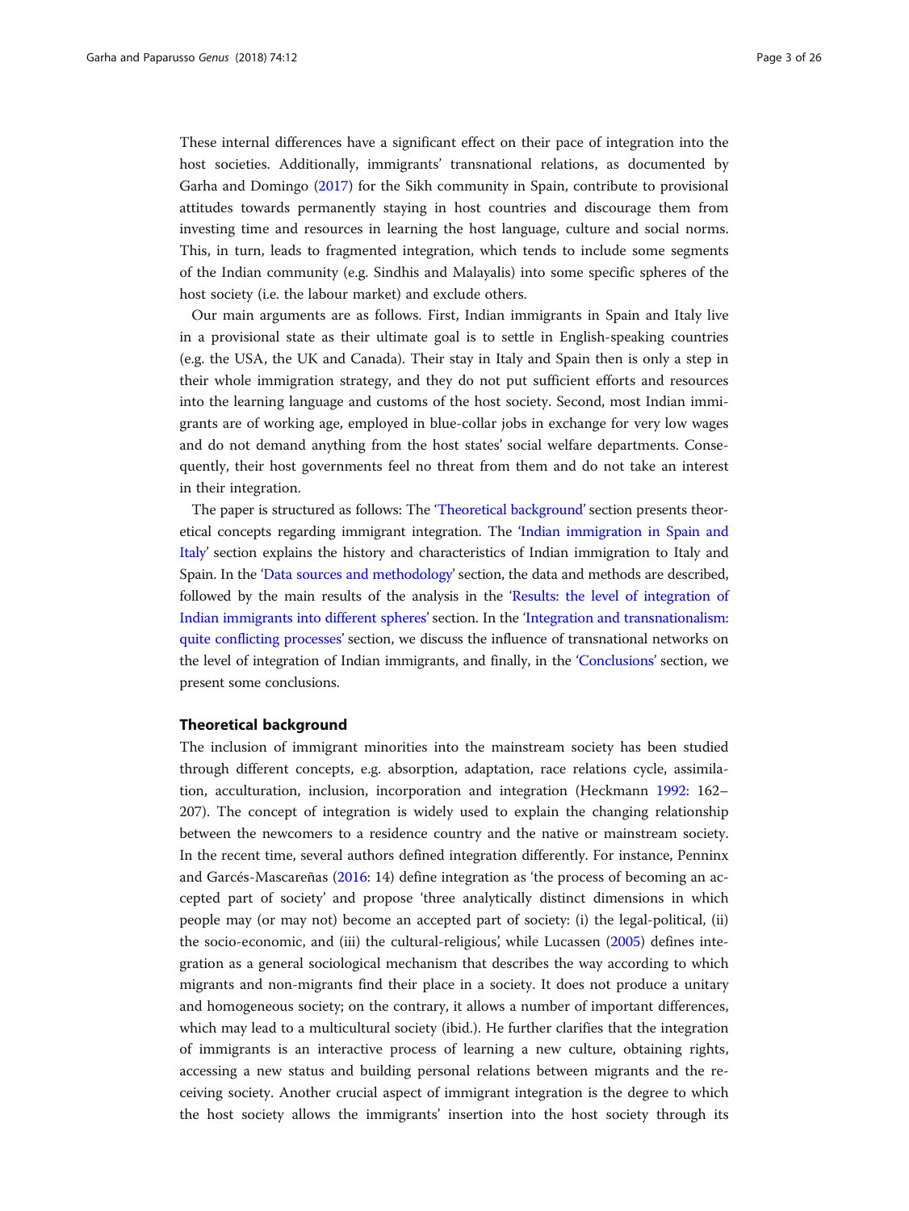These internal differences have a significant effect on their pace of integration into the host societies. Additionally, immigrants' transnational relations, as documented by Garha and Domingo (2017) for the Sikh community in Spain, contribute to provisional attitudes towards permanently staying in host countries and discourage them from investing time and resources in learning the host language, culture and social norms. This, in turn, leads to fragmented integration, which tends to include some segments of the Indian community (e.g. Sindhis and Malayalis) into some specific spheres of the host society (i.e. the labour market) and exclude others.

Our main arguments are as follows. First, Indian immigrants in Spain and Italy live in a provisional state as their ultimate goal is to settle in English-speaking countries (e.g. the USA, the UK and Canada). Their stay in Italy and Spain then is only a step in their whole immigration strategy, and they do not put sufficient efforts and resources into the learning language and customs of the host society. Second, most Indian immigrants are of working age, employed in blue-collar jobs in exchange for very low wages and do not demand anything from the host states' social welfare departments. Consequently, their host governments feel no threat from them and do not take an interest in their integration.

The paper is structured as follows: The 'Theoretical background' section presents theoretical concepts regarding immigrant integration. The 'Indian immigration in Spain and Italy' section explains the history and characteristics of Indian immigration to Italy and Spain. In the 'Data sources and methodology' section, the data and methods are described, followed by the main results of the analysis in the 'Results: the level of integration of Indian immigrants into different spheres' section. In the 'Integration and transnationalism: quite conflicting processes' section, we discuss the influence of transnational networks on the level of integration of Indian immigrants, and finally, in the 'Conclusions' section, we present some conclusions.

## Theoretical background

The inclusion of immigrant minorities into the mainstream society has been studied through different concepts, e.g. absorption, adaptation, race relations cycle, assimilation, acculturation, inclusion, incorporation and integration (Heckmann 1992: 162–207). The concept of integration is widely used to explain the changing relationship between the newcomers to a residence country and the native or mainstream society. In the recent time, several authors defined integration differently. For instance, Penninx and Garcés-Mascareñas (2016: 14) define integration as 'the process of becoming an accepted part of society' and propose 'three analytically distinct dimensions in which people may (or may not) become an accepted part of society: (i) the legal-political, (ii) the socio-economic, and (iii) the cultural-religious', while Lucassen (2005) defines integration as a general sociological mechanism that describes the way according to which migrants and non-migrants find their place in a society. It does not produce a unitary and homogeneous society; on the contrary, it allows a number of important differences, which may lead to a multicultural society (ibid.). He further clarifies that the integration of immigrants is an interactive process of learning a new culture, obtaining rights, accessing a new status and building personal relations between migrants and the receiving society. Another crucial aspect of immigrant integration is the degree to which the host society allows the immigrants' insertion into the host society through its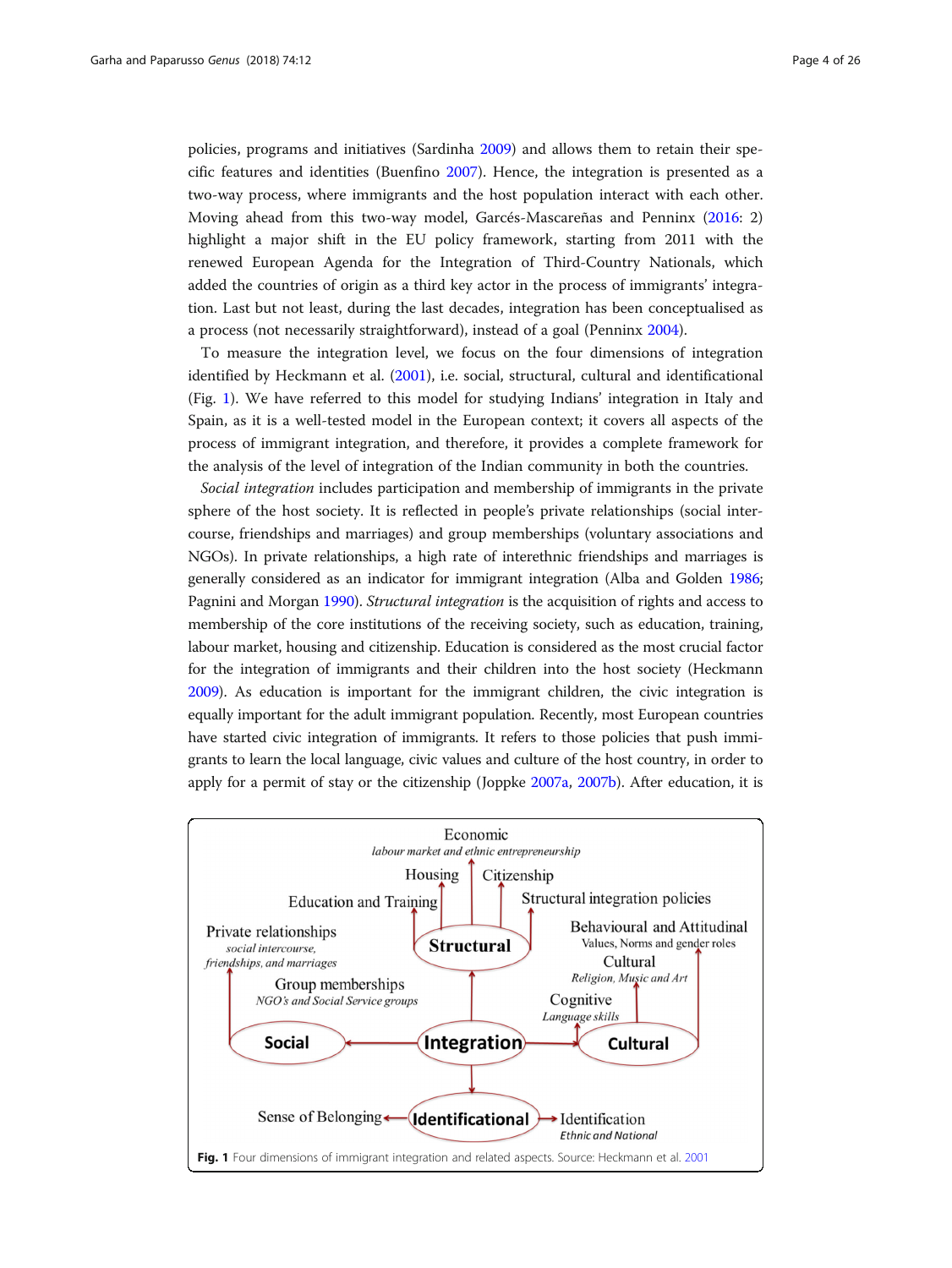policies, programs and initiatives (Sardinha 2009) and allows them to retain their specific features and identities (Buenfino 2007). Hence, the integration is presented as a two-way process, where immigrants and the host population interact with each other. Moving ahead from this two-way model, Garcés-Mascareñas and Penninx (2016: 2) highlight a major shift in the EU policy framework, starting from 2011 with the renewed European Agenda for the Integration of Third-Country Nationals, which added the countries of origin as a third key actor in the process of immigrants' integration. Last but not least, during the last decades, integration has been conceptualised as a process (not necessarily straightforward), instead of a goal (Penninx 2004).

To measure the integration level, we focus on the four dimensions of integration identified by Heckmann et al. (2001), i.e. social, structural, cultural and identificational (Fig. 1). We have referred to this model for studying Indians' integration in Italy and Spain, as it is a well-tested model in the European context; it covers all aspects of the process of immigrant integration, and therefore, it provides a complete framework for the analysis of the level of integration of the Indian community in both the countries.

*Social integration* includes participation and membership of immigrants in the private sphere of the host society. It is reflected in people's private relationships (social intercourse, friendships and marriages) and group memberships (voluntary associations and NGOs). In private relationships, a high rate of interethnic friendships and marriages is generally considered as an indicator for immigrant integration (Alba and Golden 1986; Pagnini and Morgan 1990). *Structural integration* is the acquisition of rights and access to membership of the core institutions of the receiving society, such as education, training, labour market, housing and citizenship. Education is considered as the most crucial factor for the integration of immigrants and their children into the host society (Heckmann 2009). As education is important for the immigrant children, the civic integration is equally important for the adult immigrant population. Recently, most European countries have started civic integration of immigrants. It refers to those policies that push immigrants to learn the local language, civic values and culture of the host country, in order to apply for a permit of stay or the citizenship (Joppke 2007a, 2007b). After education, it is

**Fig. 1** Four dimensions of immigrant integration and related aspects. Source: Heckmann et al. 2001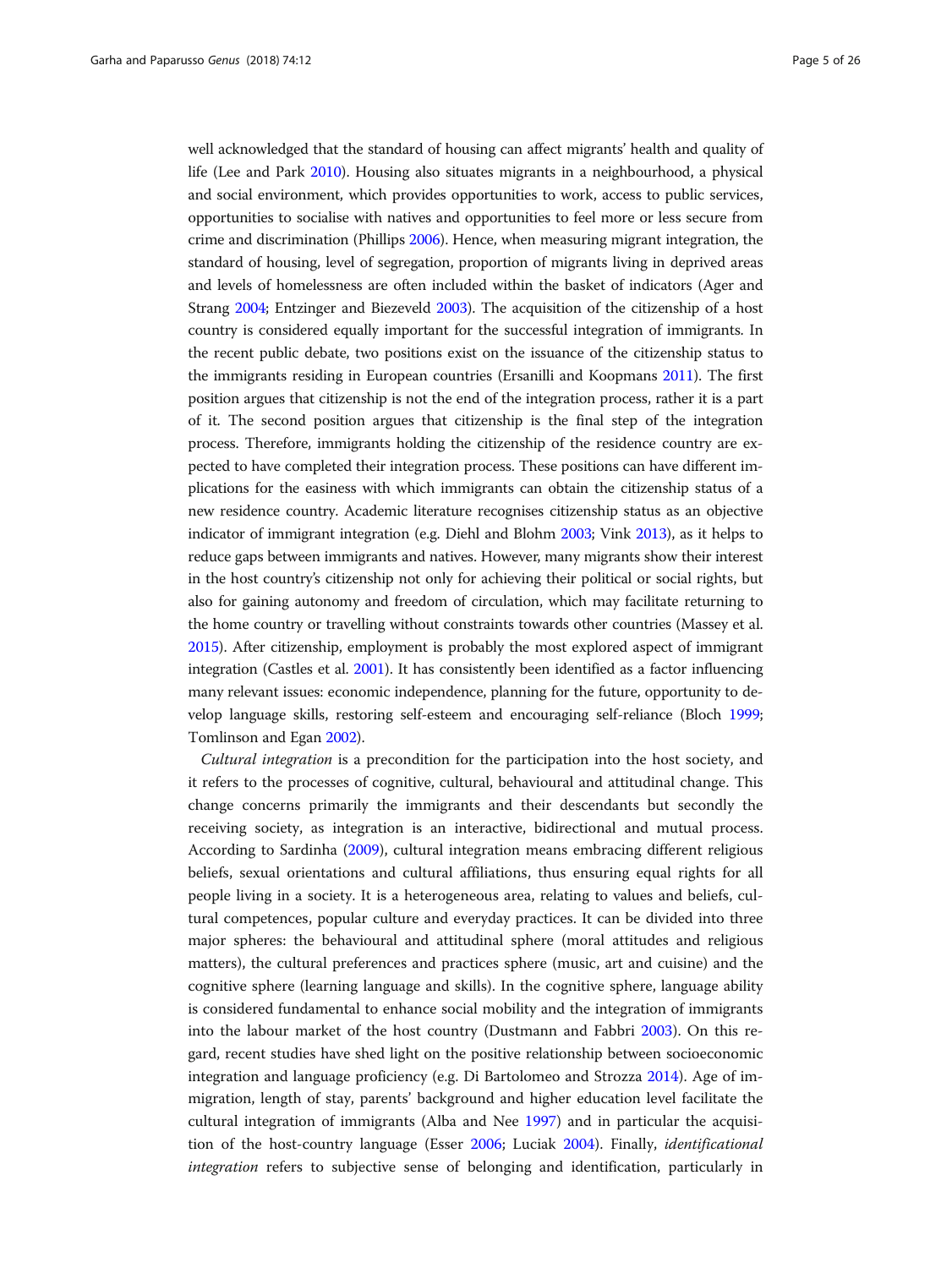well acknowledged that the standard of housing can affect migrants' health and quality of life (Lee and Park 2010). Housing also situates migrants in a neighbourhood, a physical and social environment, which provides opportunities to work, access to public services, opportunities to socialise with natives and opportunities to feel more or less secure from crime and discrimination (Phillips 2006). Hence, when measuring migrant integration, the standard of housing, level of segregation, proportion of migrants living in deprived areas and levels of homelessness are often included within the basket of indicators (Ager and Strang 2004; Entzinger and Biezeveld 2003). The acquisition of the citizenship of a host country is considered equally important for the successful integration of immigrants. In the recent public debate, two positions exist on the issuance of the citizenship status to the immigrants residing in European countries (Ersanilli and Koopmans 2011). The first position argues that citizenship is not the end of the integration process, rather it is a part of it. The second position argues that citizenship is the final step of the integration process. Therefore, immigrants holding the citizenship of the residence country are expected to have completed their integration process. These positions can have different implications for the easiness with which immigrants can obtain the citizenship status of a new residence country. Academic literature recognises citizenship status as an objective indicator of immigrant integration (e.g. Diehl and Blohm 2003; Vink 2013), as it helps to reduce gaps between immigrants and natives. However, many migrants show their interest in the host country's citizenship not only for achieving their political or social rights, but also for gaining autonomy and freedom of circulation, which may facilitate returning to the home country or travelling without constraints towards other countries (Massey et al. 2015). After citizenship, employment is probably the most explored aspect of immigrant integration (Castles et al. 2001). It has consistently been identified as a factor influencing many relevant issues: economic independence, planning for the future, opportunity to develop language skills, restoring self-esteem and encouraging self-reliance (Bloch 1999; Tomlinson and Egan 2002).

*Cultural integration* is a precondition for the participation into the host society, and it refers to the processes of cognitive, cultural, behavioural and attitudinal change. This change concerns primarily the immigrants and their descendants but secondly the receiving society, as integration is an interactive, bidirectional and mutual process. According to Sardinha (2009), cultural integration means embracing different religious beliefs, sexual orientations and cultural affiliations, thus ensuring equal rights for all people living in a society. It is a heterogeneous area, relating to values and beliefs, cultural competences, popular culture and everyday practices. It can be divided into three major spheres: the behavioural and attitudinal sphere (moral attitudes and religious matters), the cultural preferences and practices sphere (music, art and cuisine) and the cognitive sphere (learning language and skills). In the cognitive sphere, language ability is considered fundamental to enhance social mobility and the integration of immigrants into the labour market of the host country (Dustmann and Fabbri 2003). On this regard, recent studies have shed light on the positive relationship between socioeconomic integration and language proficiency (e.g. Di Bartolomeo and Strozza 2014). Age of immigration, length of stay, parents' background and higher education level facilitate the cultural integration of immigrants (Alba and Nee 1997) and in particular the acquisition of the host-country language (Esser 2006; Luciak 2004). Finally, *identificational integration* refers to subjective sense of belonging and identification, particularly in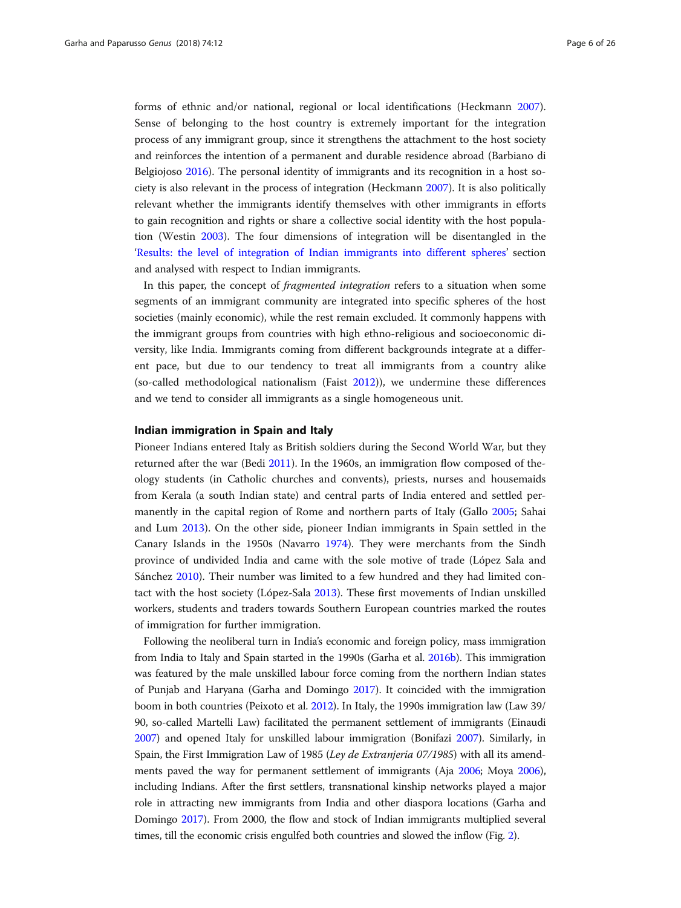forms of ethnic and/or national, regional or local identifications (Heckmann 2007). Sense of belonging to the host country is extremely important for the integration process of any immigrant group, since it strengthens the attachment to the host society and reinforces the intention of a permanent and durable residence abroad (Barbiano di Belgiojoso 2016). The personal identity of immigrants and its recognition in a host society is also relevant in the process of integration (Heckmann 2007). It is also politically relevant whether the immigrants identify themselves with other immigrants in efforts to gain recognition and rights or share a collective social identity with the host population (Westin 2003). The four dimensions of integration will be disentangled in the 'Results: the level of integration of Indian immigrants into different spheres' section and analysed with respect to Indian immigrants.

In this paper, the concept of *fragmented integration* refers to a situation when some segments of an immigrant community are integrated into specific spheres of the host societies (mainly economic), while the rest remain excluded. It commonly happens with the immigrant groups from countries with high ethno-religious and socioeconomic diversity, like India. Immigrants coming from different backgrounds integrate at a different pace, but due to our tendency to treat all immigrants from a country alike (so-called methodological nationalism (Faist 2012)), we undermine these differences and we tend to consider all immigrants as a single homogeneous unit.

## Indian immigration in Spain and Italy

Pioneer Indians entered Italy as British soldiers during the Second World War, but they returned after the war (Bedi 2011). In the 1960s, an immigration flow composed of theology students (in Catholic churches and convents), priests, nurses and housemaids from Kerala (a south Indian state) and central parts of India entered and settled permanently in the capital region of Rome and northern parts of Italy (Gallo 2005; Sahai and Lum 2013). On the other side, pioneer Indian immigrants in Spain settled in the Canary Islands in the 1950s (Navarro 1974). They were merchants from the Sindh province of undivided India and came with the sole motive of trade (López Sala and Sánchez 2010). Their number was limited to a few hundred and they had limited contact with the host society (López-Sala 2013). These first movements of Indian unskilled workers, students and traders towards Southern European countries marked the routes of immigration for further immigration.

Following the neoliberal turn in India's economic and foreign policy, mass immigration from India to Italy and Spain started in the 1990s (Garha et al. 2016b). This immigration was featured by the male unskilled labour force coming from the northern Indian states of Punjab and Haryana (Garha and Domingo 2017). It coincided with the immigration boom in both countries (Peixoto et al. 2012). In Italy, the 1990s immigration law (Law 39/90, so-called Martelli Law) facilitated the permanent settlement of immigrants (Einaudi 2007) and opened Italy for unskilled labour immigration (Bonifazi 2007). Similarly, in Spain, the First Immigration Law of 1985 (*Ley de Extranjeria 07/1985*) with all its amendments paved the way for permanent settlement of immigrants (Aja 2006; Moya 2006), including Indians. After the first settlers, transnational kinship networks played a major role in attracting new immigrants from India and other diaspora locations (Garha and Domingo 2017). From 2000, the flow and stock of Indian immigrants multiplied several times, till the economic crisis engulfed both countries and slowed the inflow (Fig. 2).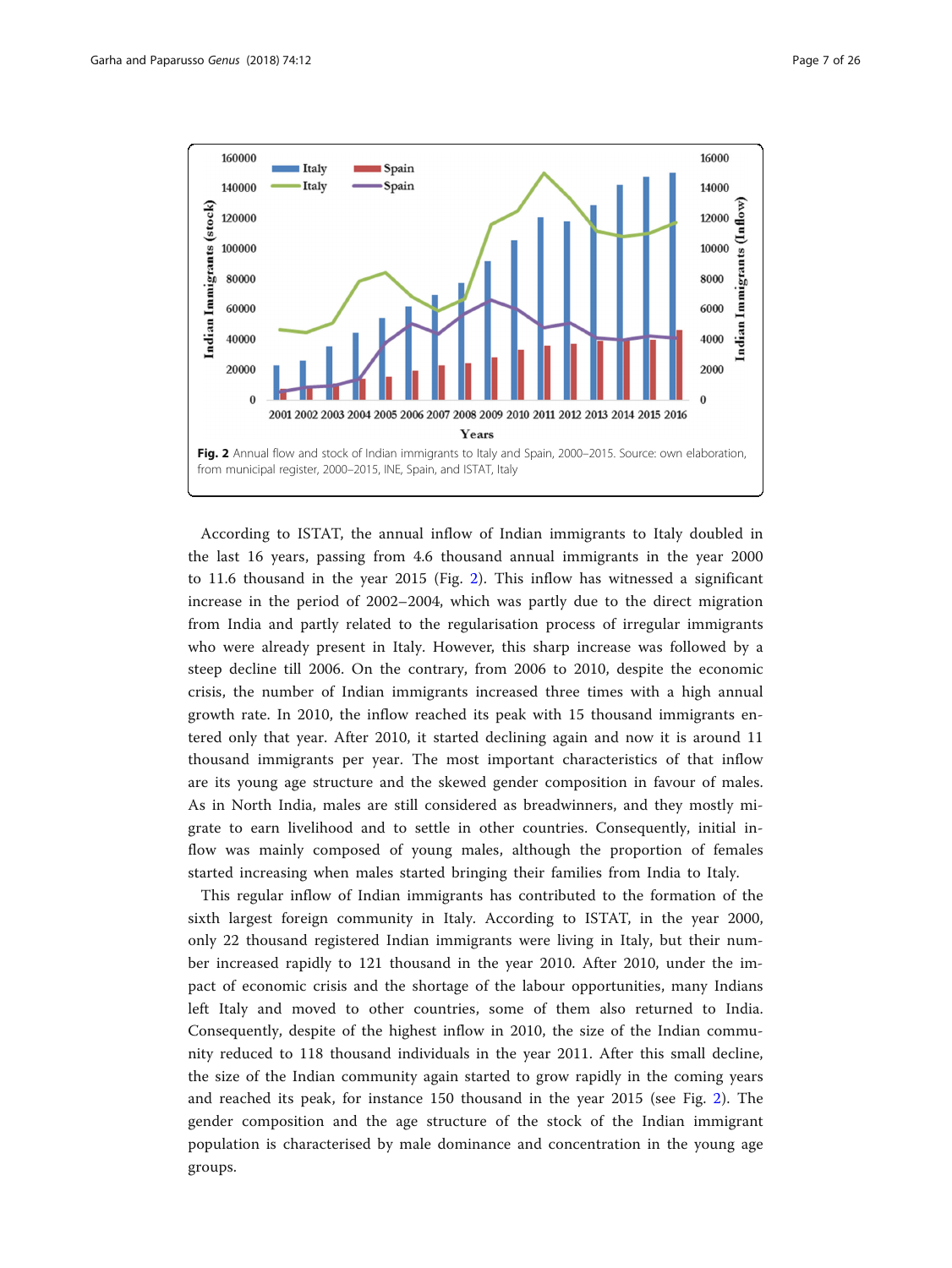**Fig. 2** Annual flow and stock of Indian immigrants to Italy and Spain, 2000–2015. Source: own elaboration, from municipal register, 2000–2015, INE, Spain, and ISTAT, Italy

According to ISTAT, the annual inflow of Indian immigrants to Italy doubled in the last 16 years, passing from 4.6 thousand annual immigrants in the year 2000 to 11.6 thousand in the year 2015 (Fig. 2). This inflow has witnessed a significant increase in the period of 2002–2004, which was partly due to the direct migration from India and partly related to the regularisation process of irregular immigrants who were already present in Italy. However, this sharp increase was followed by a steep decline till 2006. On the contrary, from 2006 to 2010, despite the economic crisis, the number of Indian immigrants increased three times with a high annual growth rate. In 2010, the inflow reached its peak with 15 thousand immigrants entered only that year. After 2010, it started declining again and now it is around 11 thousand immigrants per year. The most important characteristics of that inflow are its young age structure and the skewed gender composition in favour of males. As in North India, males are still considered as breadwinners, and they mostly migrate to earn livelihood and to settle in other countries. Consequently, initial inflow was mainly composed of young males, although the proportion of females started increasing when males started bringing their families from India to Italy.

This regular inflow of Indian immigrants has contributed to the formation of the sixth largest foreign community in Italy. According to ISTAT, in the year 2000, only 22 thousand registered Indian immigrants were living in Italy, but their number increased rapidly to 121 thousand in the year 2010. After 2010, under the impact of economic crisis and the shortage of the labour opportunities, many Indians left Italy and moved to other countries, some of them also returned to India. Consequently, despite of the highest inflow in 2010, the size of the Indian community reduced to 118 thousand individuals in the year 2011. After this small decline, the size of the Indian community again started to grow rapidly in the coming years and reached its peak, for instance 150 thousand in the year 2015 (see Fig. 2). The gender composition and the age structure of the stock of the Indian immigrant population is characterised by male dominance and concentration in the young age groups.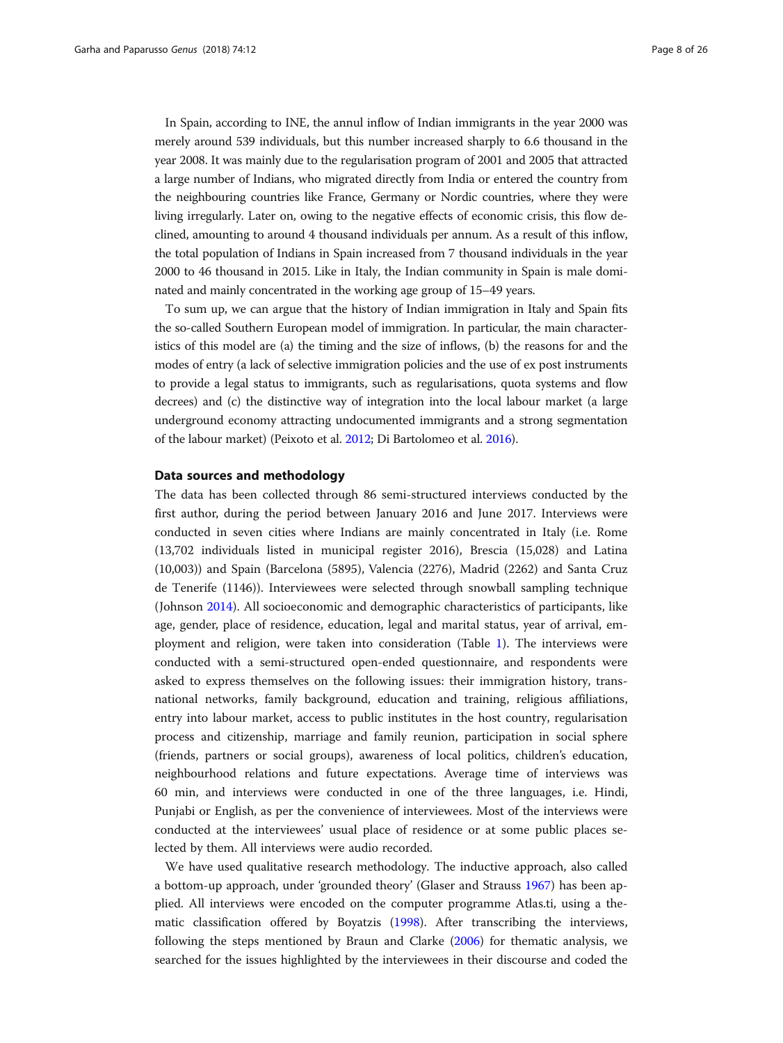In Spain, according to INE, the annul inflow of Indian immigrants in the year 2000 was merely around 539 individuals, but this number increased sharply to 6.6 thousand in the year 2008. It was mainly due to the regularisation program of 2001 and 2005 that attracted a large number of Indians, who migrated directly from India or entered the country from the neighbouring countries like France, Germany or Nordic countries, where they were living irregularly. Later on, owing to the negative effects of economic crisis, this flow declined, amounting to around 4 thousand individuals per annum. As a result of this inflow, the total population of Indians in Spain increased from 7 thousand individuals in the year 2000 to 46 thousand in 2015. Like in Italy, the Indian community in Spain is male dominated and mainly concentrated in the working age group of 15–49 years.

To sum up, we can argue that the history of Indian immigration in Italy and Spain fits the so-called Southern European model of immigration. In particular, the main characteristics of this model are (a) the timing and the size of inflows, (b) the reasons for and the modes of entry (a lack of selective immigration policies and the use of ex post instruments to provide a legal status to immigrants, such as regularisations, quota systems and flow decrees) and (c) the distinctive way of integration into the local labour market (a large underground economy attracting undocumented immigrants and a strong segmentation of the labour market) (Peixoto et al. 2012; Di Bartolomeo et al. 2016).

## Data sources and methodology

The data has been collected through 86 semi-structured interviews conducted by the first author, during the period between January 2016 and June 2017. Interviews were conducted in seven cities where Indians are mainly concentrated in Italy (i.e. Rome (13,702 individuals listed in municipal register 2016), Brescia (15,028) and Latina (10,003)) and Spain (Barcelona (5895), Valencia (2276), Madrid (2262) and Santa Cruz de Tenerife (1146)). Interviewees were selected through snowball sampling technique (Johnson 2014). All socioeconomic and demographic characteristics of participants, like age, gender, place of residence, education, legal and marital status, year of arrival, employment and religion, were taken into consideration (Table 1). The interviews were conducted with a semi-structured open-ended questionnaire, and respondents were asked to express themselves on the following issues: their immigration history, transnational networks, family background, education and training, religious affiliations, entry into labour market, access to public institutes in the host country, regularisation process and citizenship, marriage and family reunion, participation in social sphere (friends, partners or social groups), awareness of local politics, children's education, neighbourhood relations and future expectations. Average time of interviews was 60 min, and interviews were conducted in one of the three languages, i.e. Hindi, Punjabi or English, as per the convenience of interviewees. Most of the interviews were conducted at the interviewees' usual place of residence or at some public places selected by them. All interviews were audio recorded.

We have used qualitative research methodology. The inductive approach, also called a bottom-up approach, under 'grounded theory' (Glaser and Strauss 1967) has been applied. All interviews were encoded on the computer programme Atlas.ti, using a thematic classification offered by Boyatzis (1998). After transcribing the interviews, following the steps mentioned by Braun and Clarke (2006) for thematic analysis, we searched for the issues highlighted by the interviewees in their discourse and coded the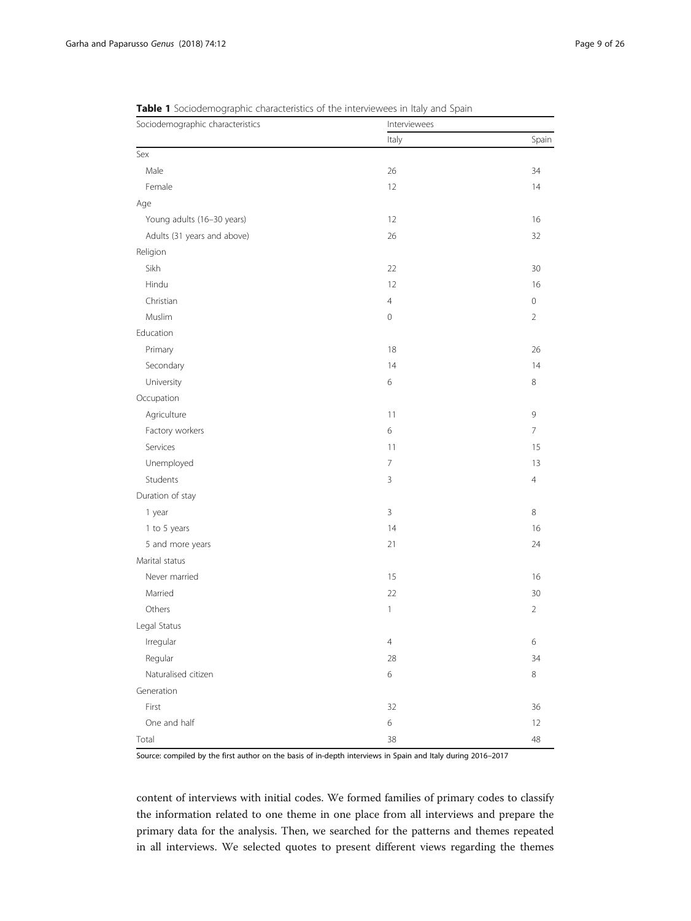**Table 1** Sociodemographic characteristics of the interviewees in Italy and Spain

| Sociodemographic characteristics | Interviewees | |
|---|---|---|
| | Italy | Spain |
| Sex | | |
| Male | 26 | 34 |
| Female | 12 | 14 |
| Age | | |
| Young adults (16–30 years) | 12 | 16 |
| Adults (31 years and above) | 26 | 32 |
| Religion | | |
| Sikh | 22 | 30 |
| Hindu | 12 | 16 |
| Christian | 4 | 0 |
| Muslim | 0 | 2 |
| Education | | |
| Primary | 18 | 26 |
| Secondary | 14 | 14 |
| University | 6 | 8 |
| Occupation | | |
| Agriculture | 11 | 9 |
| Factory workers | 6 | 7 |
| Services | 11 | 15 |
| Unemployed | 7 | 13 |
| Students | 3 | 4 |
| Duration of stay | | |
| 1 year | 3 | 8 |
| 1 to 5 years | 14 | 16 |
| 5 and more years | 21 | 24 |
| Marital status | | |
| Never married | 15 | 16 |
| Married | 22 | 30 |
| Others | 1 | 2 |
| Legal Status | | |
| Irregular | 4 | 6 |
| Regular | 28 | 34 |
| Naturalised citizen | 6 | 8 |
| Generation | | |
| First | 32 | 36 |
| One and half | 6 | 12 |
| Total | 38 | 48 |

Source: compiled by the first author on the basis of in-depth interviews in Spain and Italy during 2016–2017

content of interviews with initial codes. We formed families of primary codes to classify the information related to one theme in one place from all interviews and prepare the primary data for the analysis. Then, we searched for the patterns and themes repeated in all interviews. We selected quotes to present different views regarding the themes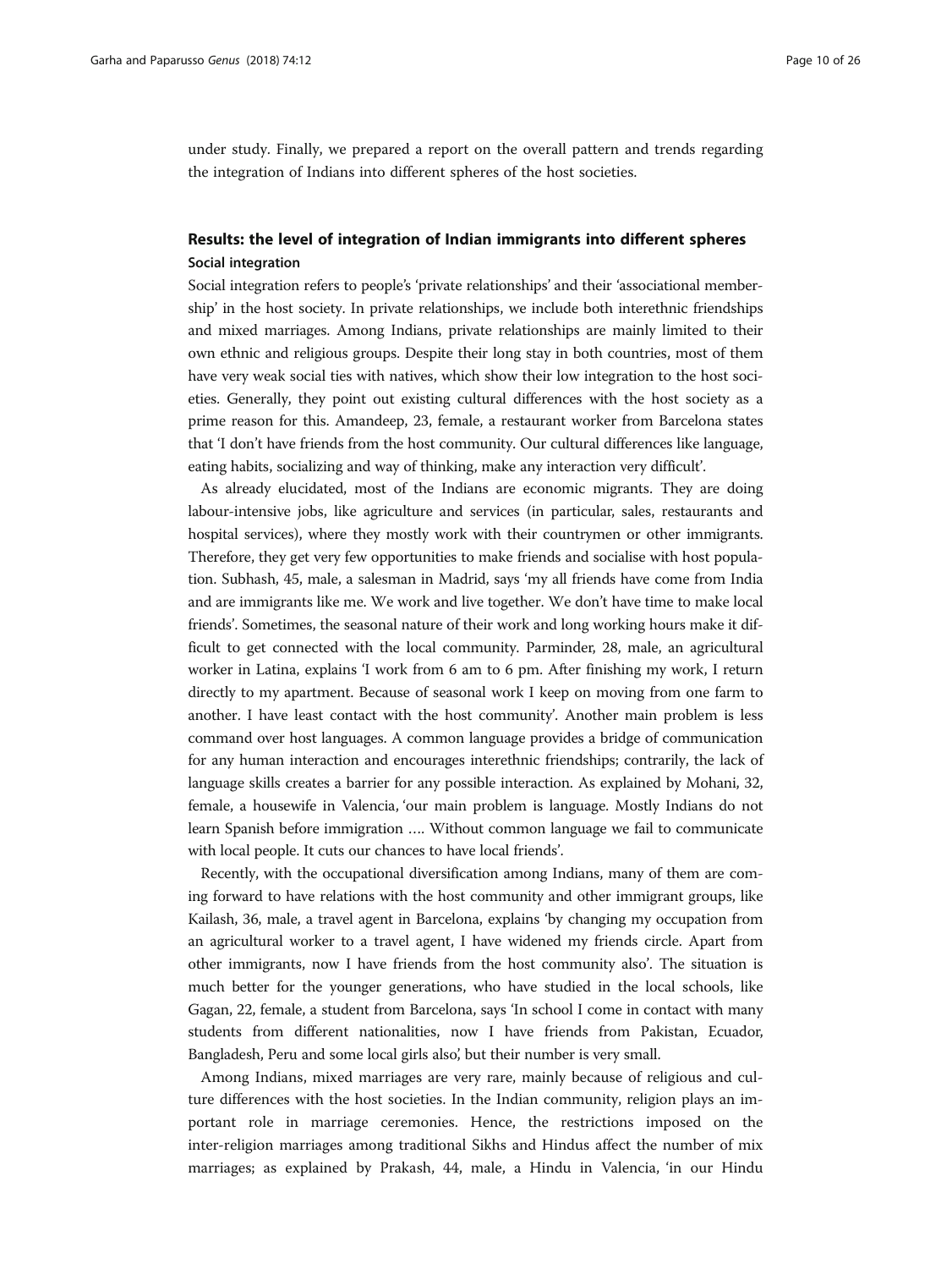under study. Finally, we prepared a report on the overall pattern and trends regarding the integration of Indians into different spheres of the host societies.

## Results: the level of integration of Indian immigrants into different spheres

### Social integration

Social integration refers to people's 'private relationships' and their 'associational membership' in the host society. In private relationships, we include both interethnic friendships and mixed marriages. Among Indians, private relationships are mainly limited to their own ethnic and religious groups. Despite their long stay in both countries, most of them have very weak social ties with natives, which show their low integration to the host societies. Generally, they point out existing cultural differences with the host society as a prime reason for this. Amandeep, 23, female, a restaurant worker from Barcelona states that 'I don't have friends from the host community. Our cultural differences like language, eating habits, socializing and way of thinking, make any interaction very difficult'.

As already elucidated, most of the Indians are economic migrants. They are doing labour-intensive jobs, like agriculture and services (in particular, sales, restaurants and hospital services), where they mostly work with their countrymen or other immigrants. Therefore, they get very few opportunities to make friends and socialise with host population. Subhash, 45, male, a salesman in Madrid, says 'my all friends have come from India and are immigrants like me. We work and live together. We don't have time to make local friends'. Sometimes, the seasonal nature of their work and long working hours make it difficult to get connected with the local community. Parminder, 28, male, an agricultural worker in Latina, explains 'I work from 6 am to 6 pm. After finishing my work, I return directly to my apartment. Because of seasonal work I keep on moving from one farm to another. I have least contact with the host community'. Another main problem is less command over host languages. A common language provides a bridge of communication for any human interaction and encourages interethnic friendships; contrarily, the lack of language skills creates a barrier for any possible interaction. As explained by Mohani, 32, female, a housewife in Valencia, 'our main problem is language. Mostly Indians do not learn Spanish before immigration …. Without common language we fail to communicate with local people. It cuts our chances to have local friends'.

Recently, with the occupational diversification among Indians, many of them are coming forward to have relations with the host community and other immigrant groups, like Kailash, 36, male, a travel agent in Barcelona, explains 'by changing my occupation from an agricultural worker to a travel agent, I have widened my friends circle. Apart from other immigrants, now I have friends from the host community also'. The situation is much better for the younger generations, who have studied in the local schools, like Gagan, 22, female, a student from Barcelona, says 'In school I come in contact with many students from different nationalities, now I have friends from Pakistan, Ecuador, Bangladesh, Peru and some local girls also', but their number is very small.

Among Indians, mixed marriages are very rare, mainly because of religious and culture differences with the host societies. In the Indian community, religion plays an important role in marriage ceremonies. Hence, the restrictions imposed on the inter-religion marriages among traditional Sikhs and Hindus affect the number of mix marriages; as explained by Prakash, 44, male, a Hindu in Valencia, 'in our Hindu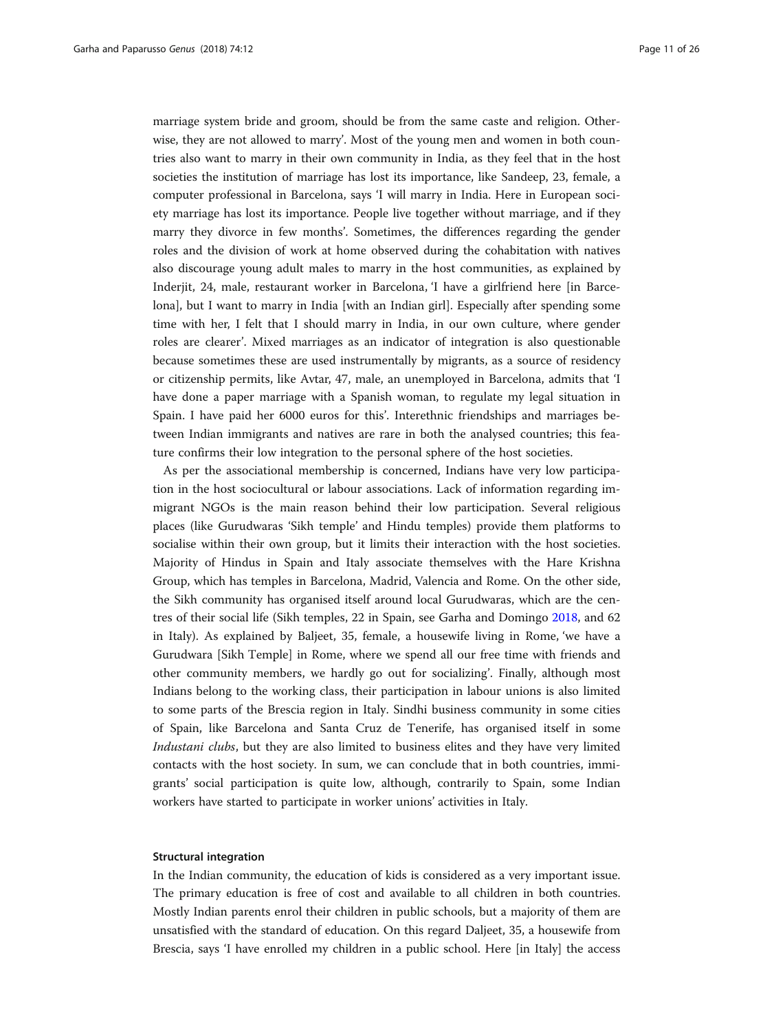marriage system bride and groom, should be from the same caste and religion. Otherwise, they are not allowed to marry'. Most of the young men and women in both countries also want to marry in their own community in India, as they feel that in the host societies the institution of marriage has lost its importance, like Sandeep, 23, female, a computer professional in Barcelona, says 'I will marry in India. Here in European society marriage has lost its importance. People live together without marriage, and if they marry they divorce in few months'. Sometimes, the differences regarding the gender roles and the division of work at home observed during the cohabitation with natives also discourage young adult males to marry in the host communities, as explained by Inderjit, 24, male, restaurant worker in Barcelona, 'I have a girlfriend here [in Barcelona], but I want to marry in India [with an Indian girl]. Especially after spending some time with her, I felt that I should marry in India, in our own culture, where gender roles are clearer'. Mixed marriages as an indicator of integration is also questionable because sometimes these are used instrumentally by migrants, as a source of residency or citizenship permits, like Avtar, 47, male, an unemployed in Barcelona, admits that 'I have done a paper marriage with a Spanish woman, to regulate my legal situation in Spain. I have paid her 6000 euros for this'. Interethnic friendships and marriages between Indian immigrants and natives are rare in both the analysed countries; this feature confirms their low integration to the personal sphere of the host societies.

As per the associational membership is concerned, Indians have very low participation in the host sociocultural or labour associations. Lack of information regarding immigrant NGOs is the main reason behind their low participation. Several religious places (like Gurudwaras 'Sikh temple' and Hindu temples) provide them platforms to socialise within their own group, but it limits their interaction with the host societies. Majority of Hindus in Spain and Italy associate themselves with the Hare Krishna Group, which has temples in Barcelona, Madrid, Valencia and Rome. On the other side, the Sikh community has organised itself around local Gurudwaras, which are the centres of their social life (Sikh temples, 22 in Spain, see Garha and Domingo 2018, and 62 in Italy). As explained by Baljeet, 35, female, a housewife living in Rome, 'we have a Gurudwara [Sikh Temple] in Rome, where we spend all our free time with friends and other community members, we hardly go out for socializing'. Finally, although most Indians belong to the working class, their participation in labour unions is also limited to some parts of the Brescia region in Italy. Sindhi business community in some cities of Spain, like Barcelona and Santa Cruz de Tenerife, has organised itself in some *Industani clubs*, but they are also limited to business elites and they have very limited contacts with the host society. In sum, we can conclude that in both countries, immigrants' social participation is quite low, although, contrarily to Spain, some Indian workers have started to participate in worker unions' activities in Italy.

#### Structural integration

In the Indian community, the education of kids is considered as a very important issue. The primary education is free of cost and available to all children in both countries. Mostly Indian parents enrol their children in public schools, but a majority of them are unsatisfied with the standard of education. On this regard Daljeet, 35, a housewife from Brescia, says 'I have enrolled my children in a public school. Here [in Italy] the access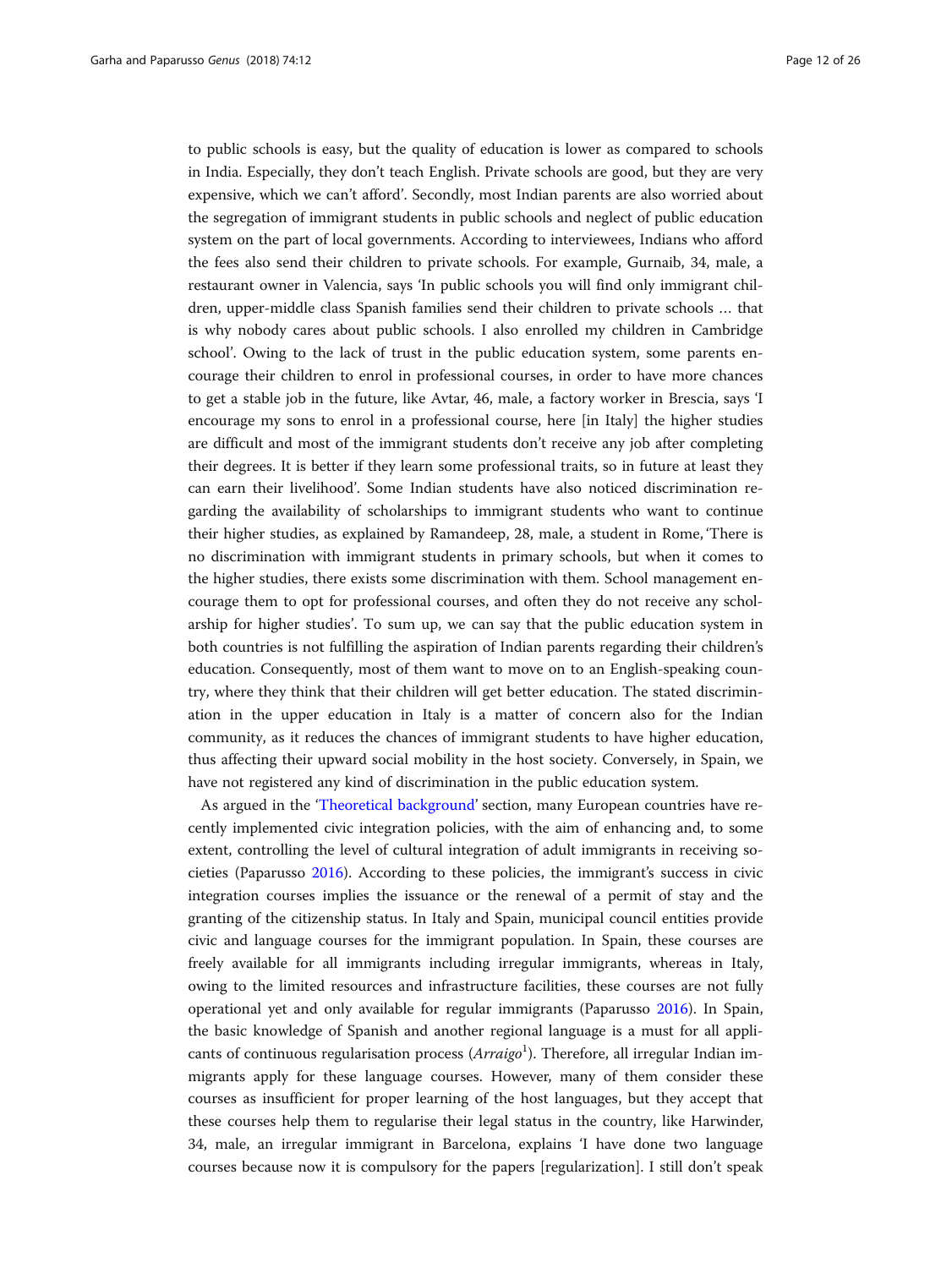to public schools is easy, but the quality of education is lower as compared to schools in India. Especially, they don't teach English. Private schools are good, but they are very expensive, which we can't afford'. Secondly, most Indian parents are also worried about the segregation of immigrant students in public schools and neglect of public education system on the part of local governments. According to interviewees, Indians who afford the fees also send their children to private schools. For example, Gurnaib, 34, male, a restaurant owner in Valencia, says 'In public schools you will find only immigrant children, upper-middle class Spanish families send their children to private schools … that is why nobody cares about public schools. I also enrolled my children in Cambridge school'. Owing to the lack of trust in the public education system, some parents encourage their children to enrol in professional courses, in order to have more chances to get a stable job in the future, like Avtar, 46, male, a factory worker in Brescia, says 'I encourage my sons to enrol in a professional course, here [in Italy] the higher studies are difficult and most of the immigrant students don't receive any job after completing their degrees. It is better if they learn some professional traits, so in future at least they can earn their livelihood'. Some Indian students have also noticed discrimination regarding the availability of scholarships to immigrant students who want to continue their higher studies, as explained by Ramandeep, 28, male, a student in Rome, 'There is no discrimination with immigrant students in primary schools, but when it comes to the higher studies, there exists some discrimination with them. School management encourage them to opt for professional courses, and often they do not receive any scholarship for higher studies'. To sum up, we can say that the public education system in both countries is not fulfilling the aspiration of Indian parents regarding their children's education. Consequently, most of them want to move on to an English-speaking country, where they think that their children will get better education. The stated discrimination in the upper education in Italy is a matter of concern also for the Indian community, as it reduces the chances of immigrant students to have higher education, thus affecting their upward social mobility in the host society. Conversely, in Spain, we have not registered any kind of discrimination in the public education system.

As argued in the 'Theoretical background' section, many European countries have recently implemented civic integration policies, with the aim of enhancing and, to some extent, controlling the level of cultural integration of adult immigrants in receiving societies (Paparusso 2016). According to these policies, the immigrant's success in civic integration courses implies the issuance or the renewal of a permit of stay and the granting of the citizenship status. In Italy and Spain, municipal council entities provide civic and language courses for the immigrant population. In Spain, these courses are freely available for all immigrants including irregular immigrants, whereas in Italy, owing to the limited resources and infrastructure facilities, these courses are not fully operational yet and only available for regular immigrants (Paparusso 2016). In Spain, the basic knowledge of Spanish and another regional language is a must for all applicants of continuous regularisation process (*Arraigo*[1]). Therefore, all irregular Indian immigrants apply for these language courses. However, many of them consider these courses as insufficient for proper learning of the host languages, but they accept that these courses help them to regularise their legal status in the country, like Harwinder, 34, male, an irregular immigrant in Barcelona, explains 'I have done two language courses because now it is compulsory for the papers [regularization]. I still don't speak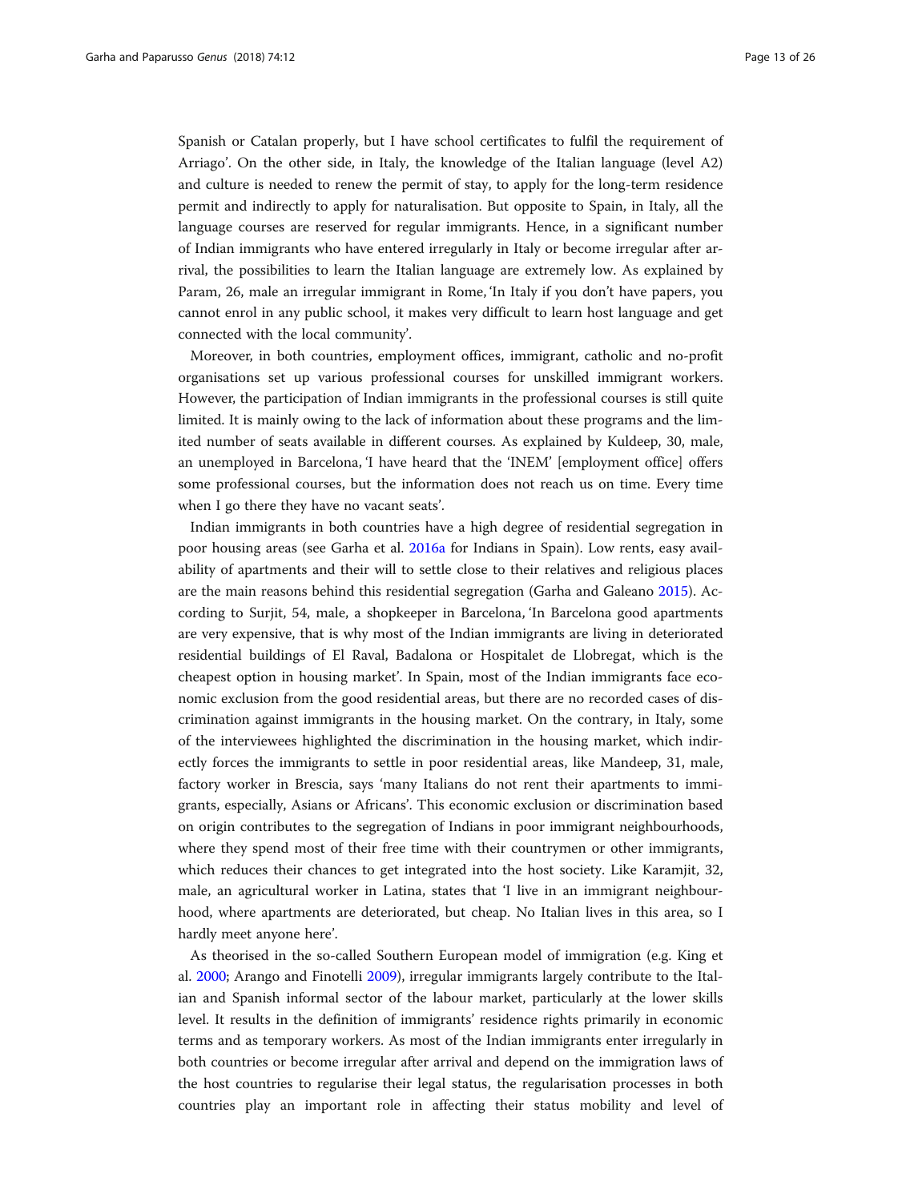Spanish or Catalan properly, but I have school certificates to fulfil the requirement of Arriago'. On the other side, in Italy, the knowledge of the Italian language (level A2) and culture is needed to renew the permit of stay, to apply for the long-term residence permit and indirectly to apply for naturalisation. But opposite to Spain, in Italy, all the language courses are reserved for regular immigrants. Hence, in a significant number of Indian immigrants who have entered irregularly in Italy or become irregular after arrival, the possibilities to learn the Italian language are extremely low. As explained by Param, 26, male an irregular immigrant in Rome, 'In Italy if you don't have papers, you cannot enrol in any public school, it makes very difficult to learn host language and get connected with the local community'.

Moreover, in both countries, employment offices, immigrant, catholic and no-profit organisations set up various professional courses for unskilled immigrant workers. However, the participation of Indian immigrants in the professional courses is still quite limited. It is mainly owing to the lack of information about these programs and the limited number of seats available in different courses. As explained by Kuldeep, 30, male, an unemployed in Barcelona, 'I have heard that the 'INEM' [employment office] offers some professional courses, but the information does not reach us on time. Every time when I go there they have no vacant seats'.

Indian immigrants in both countries have a high degree of residential segregation in poor housing areas (see Garha et al. 2016a for Indians in Spain). Low rents, easy availability of apartments and their will to settle close to their relatives and religious places are the main reasons behind this residential segregation (Garha and Galeano 2015). According to Surjit, 54, male, a shopkeeper in Barcelona, 'In Barcelona good apartments are very expensive, that is why most of the Indian immigrants are living in deteriorated residential buildings of El Raval, Badalona or Hospitalet de Llobregat, which is the cheapest option in housing market'. In Spain, most of the Indian immigrants face economic exclusion from the good residential areas, but there are no recorded cases of discrimination against immigrants in the housing market. On the contrary, in Italy, some of the interviewees highlighted the discrimination in the housing market, which indirectly forces the immigrants to settle in poor residential areas, like Mandeep, 31, male, factory worker in Brescia, says 'many Italians do not rent their apartments to immigrants, especially, Asians or Africans'. This economic exclusion or discrimination based on origin contributes to the segregation of Indians in poor immigrant neighbourhoods, where they spend most of their free time with their countrymen or other immigrants, which reduces their chances to get integrated into the host society. Like Karamjit, 32, male, an agricultural worker in Latina, states that 'I live in an immigrant neighbourhood, where apartments are deteriorated, but cheap. No Italian lives in this area, so I hardly meet anyone here'.

As theorised in the so-called Southern European model of immigration (e.g. King et al. 2000; Arango and Finotelli 2009), irregular immigrants largely contribute to the Italian and Spanish informal sector of the labour market, particularly at the lower skills level. It results in the definition of immigrants' residence rights primarily in economic terms and as temporary workers. As most of the Indian immigrants enter irregularly in both countries or become irregular after arrival and depend on the immigration laws of the host countries to regularise their legal status, the regularisation processes in both countries play an important role in affecting their status mobility and level of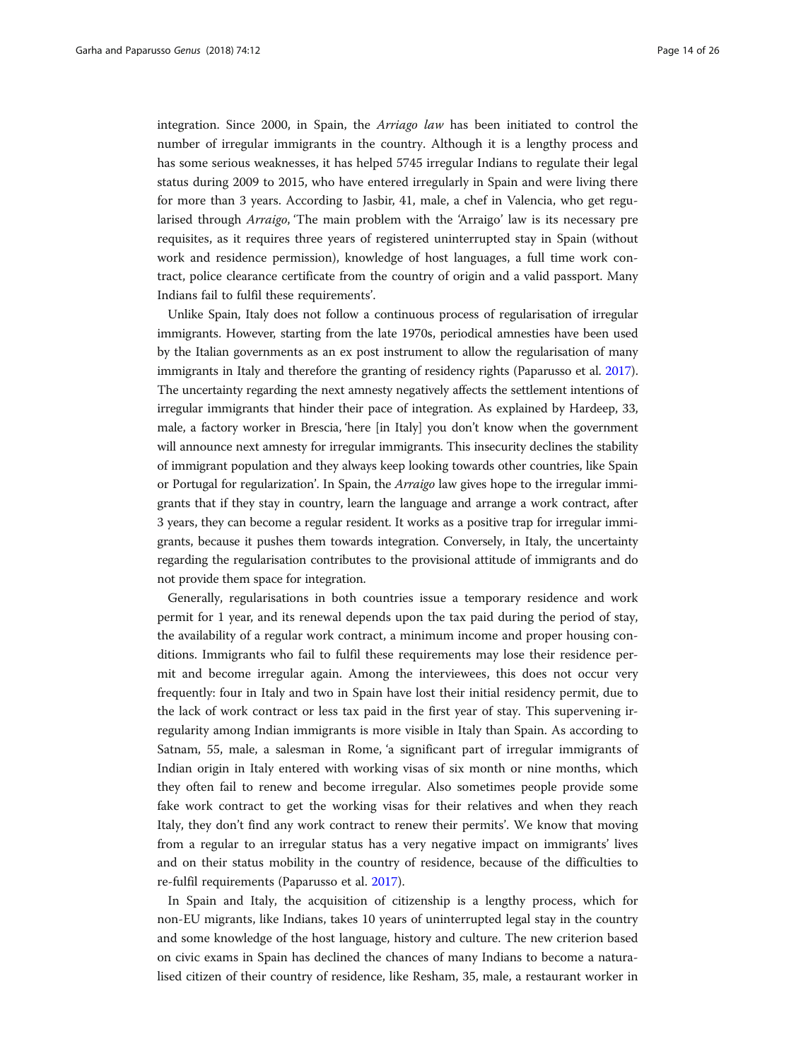integration. Since 2000, in Spain, the *Arriago law* has been initiated to control the number of irregular immigrants in the country. Although it is a lengthy process and has some serious weaknesses, it has helped 5745 irregular Indians to regulate their legal status during 2009 to 2015, who have entered irregularly in Spain and were living there for more than 3 years. According to Jasbir, 41, male, a chef in Valencia, who get regularised through *Arraigo*, 'The main problem with the 'Arraigo' law is its necessary pre requisites, as it requires three years of registered uninterrupted stay in Spain (without work and residence permission), knowledge of host languages, a full time work contract, police clearance certificate from the country of origin and a valid passport. Many Indians fail to fulfil these requirements'.

Unlike Spain, Italy does not follow a continuous process of regularisation of irregular immigrants. However, starting from the late 1970s, periodical amnesties have been used by the Italian governments as an ex post instrument to allow the regularisation of many immigrants in Italy and therefore the granting of residency rights (Paparusso et al. 2017). The uncertainty regarding the next amnesty negatively affects the settlement intentions of irregular immigrants that hinder their pace of integration. As explained by Hardeep, 33, male, a factory worker in Brescia, 'here [in Italy] you don't know when the government will announce next amnesty for irregular immigrants. This insecurity declines the stability of immigrant population and they always keep looking towards other countries, like Spain or Portugal for regularization'. In Spain, the *Arraigo* law gives hope to the irregular immigrants that if they stay in country, learn the language and arrange a work contract, after 3 years, they can become a regular resident. It works as a positive trap for irregular immigrants, because it pushes them towards integration. Conversely, in Italy, the uncertainty regarding the regularisation contributes to the provisional attitude of immigrants and do not provide them space for integration.

Generally, regularisations in both countries issue a temporary residence and work permit for 1 year, and its renewal depends upon the tax paid during the period of stay, the availability of a regular work contract, a minimum income and proper housing conditions. Immigrants who fail to fulfil these requirements may lose their residence permit and become irregular again. Among the interviewees, this does not occur very frequently: four in Italy and two in Spain have lost their initial residency permit, due to the lack of work contract or less tax paid in the first year of stay. This supervening irregularity among Indian immigrants is more visible in Italy than Spain. As according to Satnam, 55, male, a salesman in Rome, 'a significant part of irregular immigrants of Indian origin in Italy entered with working visas of six month or nine months, which they often fail to renew and become irregular. Also sometimes people provide some fake work contract to get the working visas for their relatives and when they reach Italy, they don't find any work contract to renew their permits'. We know that moving from a regular to an irregular status has a very negative impact on immigrants' lives and on their status mobility in the country of residence, because of the difficulties to re-fulfil requirements (Paparusso et al. 2017).

In Spain and Italy, the acquisition of citizenship is a lengthy process, which for non-EU migrants, like Indians, takes 10 years of uninterrupted legal stay in the country and some knowledge of the host language, history and culture. The new criterion based on civic exams in Spain has declined the chances of many Indians to become a naturalised citizen of their country of residence, like Resham, 35, male, a restaurant worker in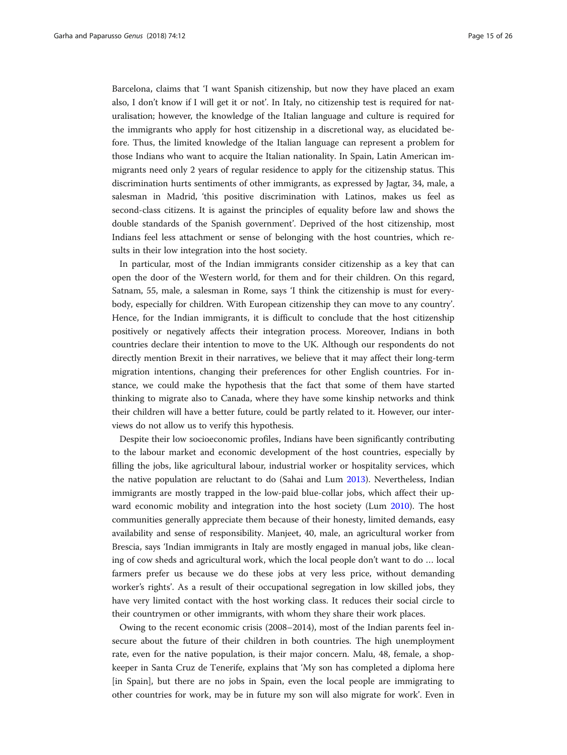Barcelona, claims that 'I want Spanish citizenship, but now they have placed an exam also, I don't know if I will get it or not'. In Italy, no citizenship test is required for naturalisation; however, the knowledge of the Italian language and culture is required for the immigrants who apply for host citizenship in a discretional way, as elucidated before. Thus, the limited knowledge of the Italian language can represent a problem for those Indians who want to acquire the Italian nationality. In Spain, Latin American immigrants need only 2 years of regular residence to apply for the citizenship status. This discrimination hurts sentiments of other immigrants, as expressed by Jagtar, 34, male, a salesman in Madrid, 'this positive discrimination with Latinos, makes us feel as second-class citizens. It is against the principles of equality before law and shows the double standards of the Spanish government'. Deprived of the host citizenship, most Indians feel less attachment or sense of belonging with the host countries, which results in their low integration into the host society.

In particular, most of the Indian immigrants consider citizenship as a key that can open the door of the Western world, for them and for their children. On this regard, Satnam, 55, male, a salesman in Rome, says 'I think the citizenship is must for everybody, especially for children. With European citizenship they can move to any country'. Hence, for the Indian immigrants, it is difficult to conclude that the host citizenship positively or negatively affects their integration process. Moreover, Indians in both countries declare their intention to move to the UK. Although our respondents do not directly mention Brexit in their narratives, we believe that it may affect their long-term migration intentions, changing their preferences for other English countries. For instance, we could make the hypothesis that the fact that some of them have started thinking to migrate also to Canada, where they have some kinship networks and think their children will have a better future, could be partly related to it. However, our interviews do not allow us to verify this hypothesis.

Despite their low socioeconomic profiles, Indians have been significantly contributing to the labour market and economic development of the host countries, especially by filling the jobs, like agricultural labour, industrial worker or hospitality services, which the native population are reluctant to do (Sahai and Lum 2013). Nevertheless, Indian immigrants are mostly trapped in the low-paid blue-collar jobs, which affect their upward economic mobility and integration into the host society (Lum 2010). The host communities generally appreciate them because of their honesty, limited demands, easy availability and sense of responsibility. Manjeet, 40, male, an agricultural worker from Brescia, says 'Indian immigrants in Italy are mostly engaged in manual jobs, like cleaning of cow sheds and agricultural work, which the local people don't want to do … local farmers prefer us because we do these jobs at very less price, without demanding worker's rights'. As a result of their occupational segregation in low skilled jobs, they have very limited contact with the host working class. It reduces their social circle to their countrymen or other immigrants, with whom they share their work places.

Owing to the recent economic crisis (2008–2014), most of the Indian parents feel insecure about the future of their children in both countries. The high unemployment rate, even for the native population, is their major concern. Malu, 48, female, a shopkeeper in Santa Cruz de Tenerife, explains that 'My son has completed a diploma here [in Spain], but there are no jobs in Spain, even the local people are immigrating to other countries for work, may be in future my son will also migrate for work'. Even in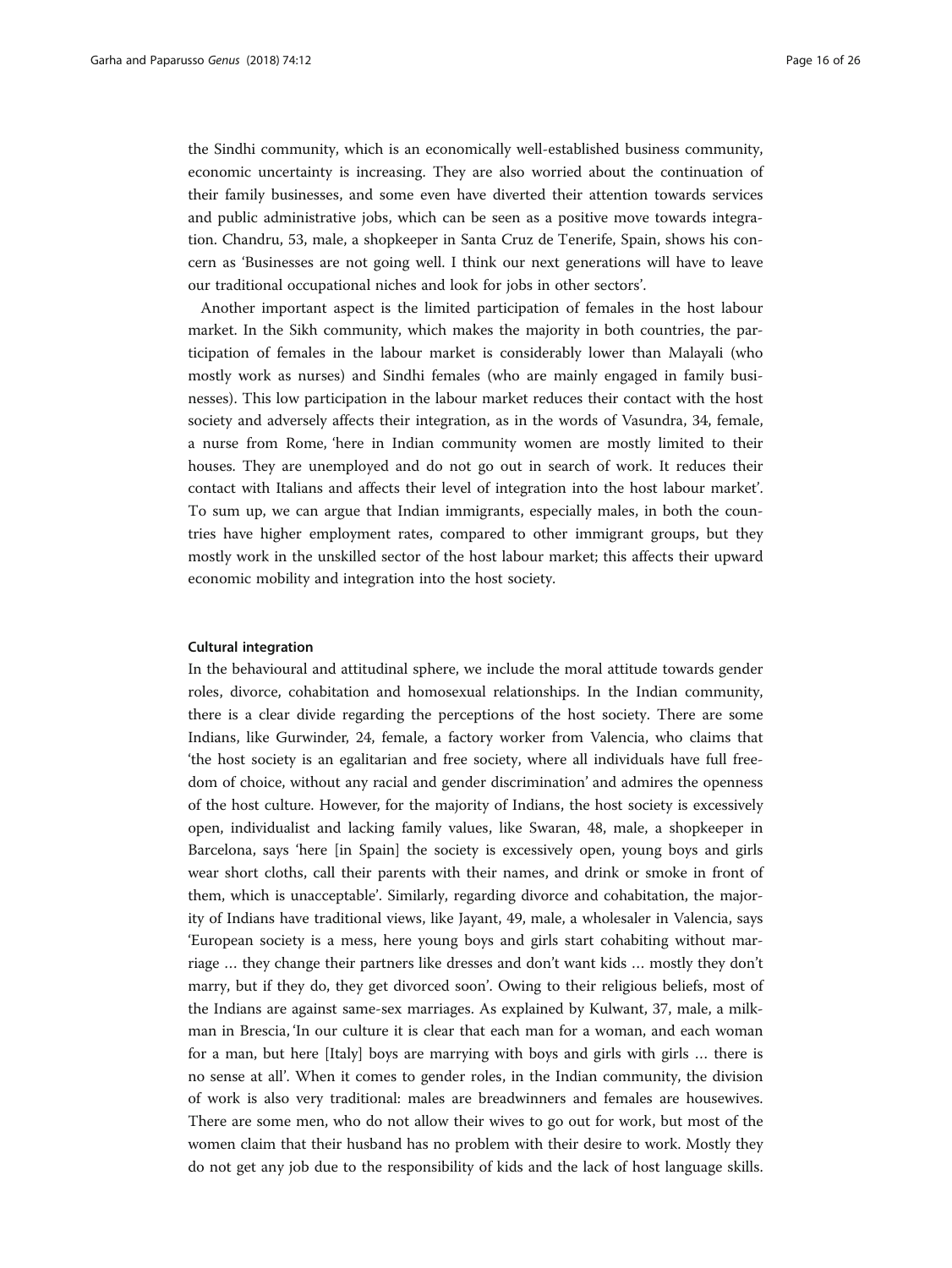the Sindhi community, which is an economically well-established business community, economic uncertainty is increasing. They are also worried about the continuation of their family businesses, and some even have diverted their attention towards services and public administrative jobs, which can be seen as a positive move towards integration. Chandru, 53, male, a shopkeeper in Santa Cruz de Tenerife, Spain, shows his concern as 'Businesses are not going well. I think our next generations will have to leave our traditional occupational niches and look for jobs in other sectors'.

Another important aspect is the limited participation of females in the host labour market. In the Sikh community, which makes the majority in both countries, the participation of females in the labour market is considerably lower than Malayali (who mostly work as nurses) and Sindhi females (who are mainly engaged in family businesses). This low participation in the labour market reduces their contact with the host society and adversely affects their integration, as in the words of Vasundra, 34, female, a nurse from Rome, 'here in Indian community women are mostly limited to their houses. They are unemployed and do not go out in search of work. It reduces their contact with Italians and affects their level of integration into the host labour market'. To sum up, we can argue that Indian immigrants, especially males, in both the countries have higher employment rates, compared to other immigrant groups, but they mostly work in the unskilled sector of the host labour market; this affects their upward economic mobility and integration into the host society.

#### Cultural integration

In the behavioural and attitudinal sphere, we include the moral attitude towards gender roles, divorce, cohabitation and homosexual relationships. In the Indian community, there is a clear divide regarding the perceptions of the host society. There are some Indians, like Gurwinder, 24, female, a factory worker from Valencia, who claims that 'the host society is an egalitarian and free society, where all individuals have full freedom of choice, without any racial and gender discrimination' and admires the openness of the host culture. However, for the majority of Indians, the host society is excessively open, individualist and lacking family values, like Swaran, 48, male, a shopkeeper in Barcelona, says 'here [in Spain] the society is excessively open, young boys and girls wear short cloths, call their parents with their names, and drink or smoke in front of them, which is unacceptable'. Similarly, regarding divorce and cohabitation, the majority of Indians have traditional views, like Jayant, 49, male, a wholesaler in Valencia, says 'European society is a mess, here young boys and girls start cohabiting without marriage … they change their partners like dresses and don't want kids … mostly they don't marry, but if they do, they get divorced soon'. Owing to their religious beliefs, most of the Indians are against same-sex marriages. As explained by Kulwant, 37, male, a milkman in Brescia, 'In our culture it is clear that each man for a woman, and each woman for a man, but here [Italy] boys are marrying with boys and girls with girls … there is no sense at all'. When it comes to gender roles, in the Indian community, the division of work is also very traditional: males are breadwinners and females are housewives. There are some men, who do not allow their wives to go out for work, but most of the women claim that their husband has no problem with their desire to work. Mostly they do not get any job due to the responsibility of kids and the lack of host language skills.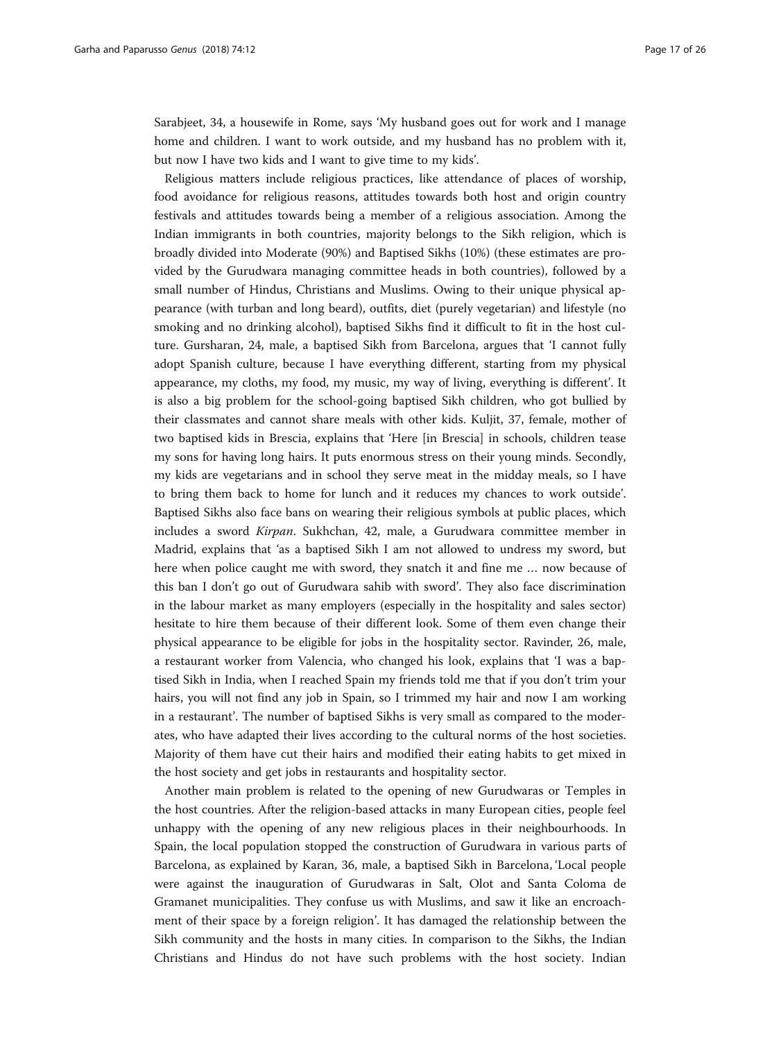Sarabjeet, 34, a housewife in Rome, says 'My husband goes out for work and I manage home and children. I want to work outside, and my husband has no problem with it, but now I have two kids and I want to give time to my kids'.

Religious matters include religious practices, like attendance of places of worship, food avoidance for religious reasons, attitudes towards both host and origin country festivals and attitudes towards being a member of a religious association. Among the Indian immigrants in both countries, majority belongs to the Sikh religion, which is broadly divided into Moderate (90%) and Baptised Sikhs (10%) (these estimates are provided by the Gurudwara managing committee heads in both countries), followed by a small number of Hindus, Christians and Muslims. Owing to their unique physical appearance (with turban and long beard), outfits, diet (purely vegetarian) and lifestyle (no smoking and no drinking alcohol), baptised Sikhs find it difficult to fit in the host culture. Gursharan, 24, male, a baptised Sikh from Barcelona, argues that 'I cannot fully adopt Spanish culture, because I have everything different, starting from my physical appearance, my cloths, my food, my music, my way of living, everything is different'. It is also a big problem for the school-going baptised Sikh children, who got bullied by their classmates and cannot share meals with other kids. Kuljit, 37, female, mother of two baptised kids in Brescia, explains that 'Here [in Brescia] in schools, children tease my sons for having long hairs. It puts enormous stress on their young minds. Secondly, my kids are vegetarians and in school they serve meat in the midday meals, so I have to bring them back to home for lunch and it reduces my chances to work outside'. Baptised Sikhs also face bans on wearing their religious symbols at public places, which includes a sword *Kirpan*. Sukhchan, 42, male, a Gurudwara committee member in Madrid, explains that 'as a baptised Sikh I am not allowed to undress my sword, but here when police caught me with sword, they snatch it and fine me … now because of this ban I don't go out of Gurudwara sahib with sword'. They also face discrimination in the labour market as many employers (especially in the hospitality and sales sector) hesitate to hire them because of their different look. Some of them even change their physical appearance to be eligible for jobs in the hospitality sector. Ravinder, 26, male, a restaurant worker from Valencia, who changed his look, explains that 'I was a baptised Sikh in India, when I reached Spain my friends told me that if you don't trim your hairs, you will not find any job in Spain, so I trimmed my hair and now I am working in a restaurant'. The number of baptised Sikhs is very small as compared to the moderates, who have adapted their lives according to the cultural norms of the host societies. Majority of them have cut their hairs and modified their eating habits to get mixed in the host society and get jobs in restaurants and hospitality sector.

Another main problem is related to the opening of new Gurudwaras or Temples in the host countries. After the religion-based attacks in many European cities, people feel unhappy with the opening of any new religious places in their neighbourhoods. In Spain, the local population stopped the construction of Gurudwara in various parts of Barcelona, as explained by Karan, 36, male, a baptised Sikh in Barcelona, 'Local people were against the inauguration of Gurudwaras in Salt, Olot and Santa Coloma de Gramanet municipalities. They confuse us with Muslims, and saw it like an encroachment of their space by a foreign religion'. It has damaged the relationship between the Sikh community and the hosts in many cities. In comparison to the Sikhs, the Indian Christians and Hindus do not have such problems with the host society. Indian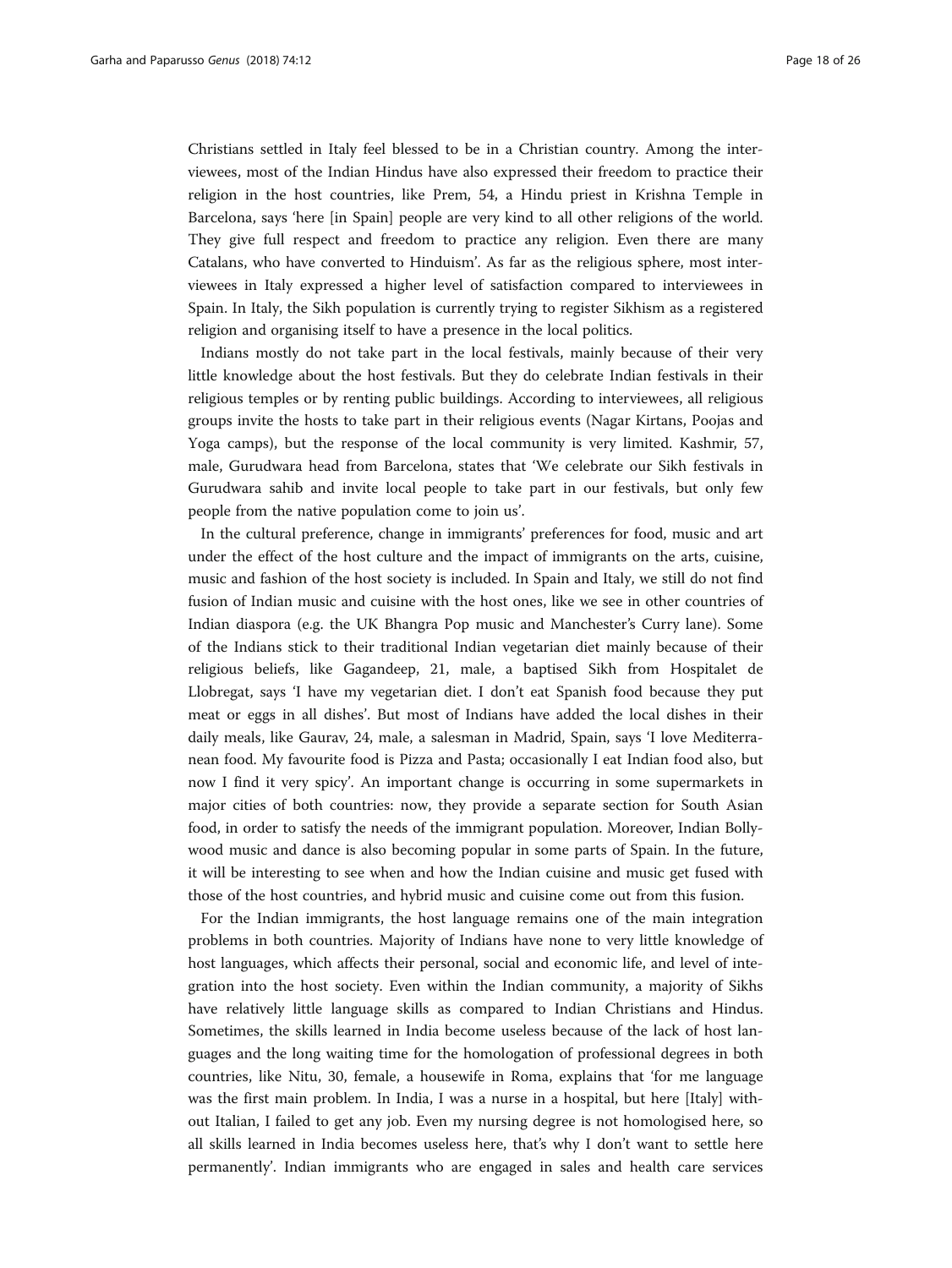Christians settled in Italy feel blessed to be in a Christian country. Among the interviewees, most of the Indian Hindus have also expressed their freedom to practice their religion in the host countries, like Prem, 54, a Hindu priest in Krishna Temple in Barcelona, says 'here [in Spain] people are very kind to all other religions of the world. They give full respect and freedom to practice any religion. Even there are many Catalans, who have converted to Hinduism'. As far as the religious sphere, most interviewees in Italy expressed a higher level of satisfaction compared to interviewees in Spain. In Italy, the Sikh population is currently trying to register Sikhism as a registered religion and organising itself to have a presence in the local politics.

Indians mostly do not take part in the local festivals, mainly because of their very little knowledge about the host festivals. But they do celebrate Indian festivals in their religious temples or by renting public buildings. According to interviewees, all religious groups invite the hosts to take part in their religious events (Nagar Kirtans, Poojas and Yoga camps), but the response of the local community is very limited. Kashmir, 57, male, Gurudwara head from Barcelona, states that 'We celebrate our Sikh festivals in Gurudwara sahib and invite local people to take part in our festivals, but only few people from the native population come to join us'.

In the cultural preference, change in immigrants' preferences for food, music and art under the effect of the host culture and the impact of immigrants on the arts, cuisine, music and fashion of the host society is included. In Spain and Italy, we still do not find fusion of Indian music and cuisine with the host ones, like we see in other countries of Indian diaspora (e.g. the UK Bhangra Pop music and Manchester's Curry lane). Some of the Indians stick to their traditional Indian vegetarian diet mainly because of their religious beliefs, like Gagandeep, 21, male, a baptised Sikh from Hospitalet de Llobregat, says 'I have my vegetarian diet. I don't eat Spanish food because they put meat or eggs in all dishes'. But most of Indians have added the local dishes in their daily meals, like Gaurav, 24, male, a salesman in Madrid, Spain, says 'I love Mediterranean food. My favourite food is Pizza and Pasta; occasionally I eat Indian food also, but now I find it very spicy'. An important change is occurring in some supermarkets in major cities of both countries: now, they provide a separate section for South Asian food, in order to satisfy the needs of the immigrant population. Moreover, Indian Bollywood music and dance is also becoming popular in some parts of Spain. In the future, it will be interesting to see when and how the Indian cuisine and music get fused with those of the host countries, and hybrid music and cuisine come out from this fusion.

For the Indian immigrants, the host language remains one of the main integration problems in both countries. Majority of Indians have none to very little knowledge of host languages, which affects their personal, social and economic life, and level of integration into the host society. Even within the Indian community, a majority of Sikhs have relatively little language skills as compared to Indian Christians and Hindus. Sometimes, the skills learned in India become useless because of the lack of host languages and the long waiting time for the homologation of professional degrees in both countries, like Nitu, 30, female, a housewife in Roma, explains that 'for me language was the first main problem. In India, I was a nurse in a hospital, but here [Italy] without Italian, I failed to get any job. Even my nursing degree is not homologised here, so all skills learned in India becomes useless here, that's why I don't want to settle here permanently'. Indian immigrants who are engaged in sales and health care services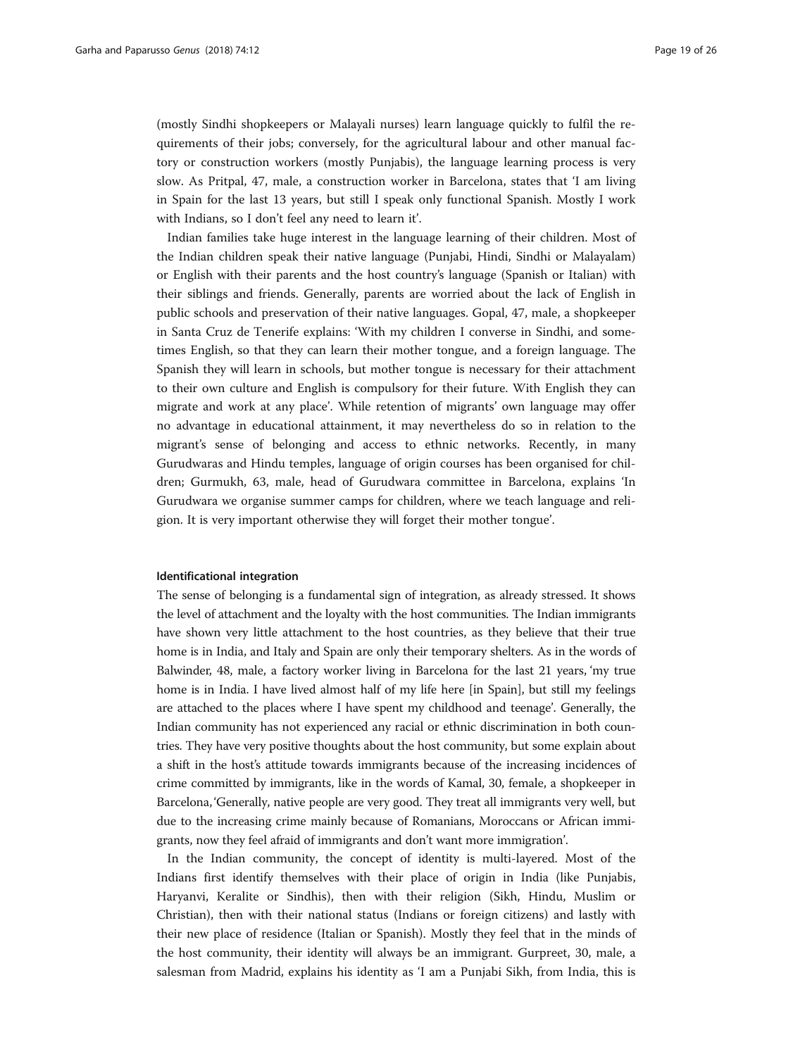(mostly Sindhi shopkeepers or Malayali nurses) learn language quickly to fulfil the requirements of their jobs; conversely, for the agricultural labour and other manual factory or construction workers (mostly Punjabis), the language learning process is very slow. As Pritpal, 47, male, a construction worker in Barcelona, states that 'I am living in Spain for the last 13 years, but still I speak only functional Spanish. Mostly I work with Indians, so I don't feel any need to learn it'.

Indian families take huge interest in the language learning of their children. Most of the Indian children speak their native language (Punjabi, Hindi, Sindhi or Malayalam) or English with their parents and the host country's language (Spanish or Italian) with their siblings and friends. Generally, parents are worried about the lack of English in public schools and preservation of their native languages. Gopal, 47, male, a shopkeeper in Santa Cruz de Tenerife explains: 'With my children I converse in Sindhi, and sometimes English, so that they can learn their mother tongue, and a foreign language. The Spanish they will learn in schools, but mother tongue is necessary for their attachment to their own culture and English is compulsory for their future. With English they can migrate and work at any place'. While retention of migrants' own language may offer no advantage in educational attainment, it may nevertheless do so in relation to the migrant's sense of belonging and access to ethnic networks. Recently, in many Gurudwaras and Hindu temples, language of origin courses has been organised for children; Gurmukh, 63, male, head of Gurudwara committee in Barcelona, explains 'In Gurudwara we organise summer camps for children, where we teach language and religion. It is very important otherwise they will forget their mother tongue'.

#### Identificational integration

The sense of belonging is a fundamental sign of integration, as already stressed. It shows the level of attachment and the loyalty with the host communities. The Indian immigrants have shown very little attachment to the host countries, as they believe that their true home is in India, and Italy and Spain are only their temporary shelters. As in the words of Balwinder, 48, male, a factory worker living in Barcelona for the last 21 years, 'my true home is in India. I have lived almost half of my life here [in Spain], but still my feelings are attached to the places where I have spent my childhood and teenage'. Generally, the Indian community has not experienced any racial or ethnic discrimination in both countries. They have very positive thoughts about the host community, but some explain about a shift in the host's attitude towards immigrants because of the increasing incidences of crime committed by immigrants, like in the words of Kamal, 30, female, a shopkeeper in Barcelona, 'Generally, native people are very good. They treat all immigrants very well, but due to the increasing crime mainly because of Romanians, Moroccans or African immigrants, now they feel afraid of immigrants and don't want more immigration'.

In the Indian community, the concept of identity is multi-layered. Most of the Indians first identify themselves with their place of origin in India (like Punjabis, Haryanvi, Keralite or Sindhis), then with their religion (Sikh, Hindu, Muslim or Christian), then with their national status (Indians or foreign citizens) and lastly with their new place of residence (Italian or Spanish). Mostly they feel that in the minds of the host community, their identity will always be an immigrant. Gurpreet, 30, male, a salesman from Madrid, explains his identity as 'I am a Punjabi Sikh, from India, this is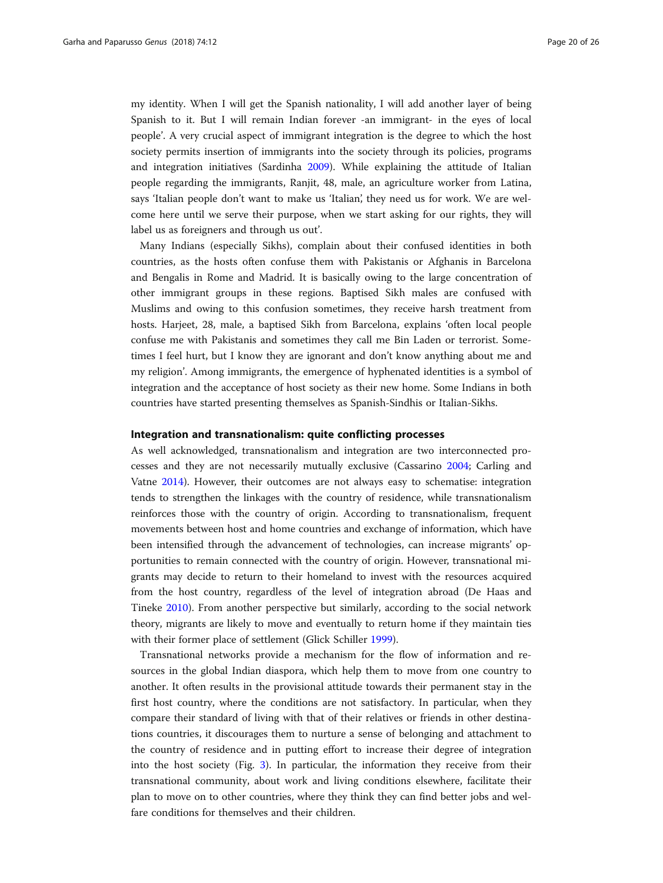my identity. When I will get the Spanish nationality, I will add another layer of being Spanish to it. But I will remain Indian forever -an immigrant- in the eyes of local people'. A very crucial aspect of immigrant integration is the degree to which the host society permits insertion of immigrants into the society through its policies, programs and integration initiatives (Sardinha 2009). While explaining the attitude of Italian people regarding the immigrants, Ranjit, 48, male, an agriculture worker from Latina, says 'Italian people don't want to make us 'Italian', they need us for work. We are welcome here until we serve their purpose, when we start asking for our rights, they will label us as foreigners and through us out'.

Many Indians (especially Sikhs), complain about their confused identities in both countries, as the hosts often confuse them with Pakistanis or Afghanis in Barcelona and Bengalis in Rome and Madrid. It is basically owing to the large concentration of other immigrant groups in these regions. Baptised Sikh males are confused with Muslims and owing to this confusion sometimes, they receive harsh treatment from hosts. Harjeet, 28, male, a baptised Sikh from Barcelona, explains 'often local people confuse me with Pakistanis and sometimes they call me Bin Laden or terrorist. Sometimes I feel hurt, but I know they are ignorant and don't know anything about me and my religion'. Among immigrants, the emergence of hyphenated identities is a symbol of integration and the acceptance of host society as their new home. Some Indians in both countries have started presenting themselves as Spanish-Sindhis or Italian-Sikhs.

### Integration and transnationalism: quite conflicting processes

As well acknowledged, transnationalism and integration are two interconnected processes and they are not necessarily mutually exclusive (Cassarino 2004; Carling and Vatne 2014). However, their outcomes are not always easy to schematise: integration tends to strengthen the linkages with the country of residence, while transnationalism reinforces those with the country of origin. According to transnationalism, frequent movements between host and home countries and exchange of information, which have been intensified through the advancement of technologies, can increase migrants' opportunities to remain connected with the country of origin. However, transnational migrants may decide to return to their homeland to invest with the resources acquired from the host country, regardless of the level of integration abroad (De Haas and Tineke 2010). From another perspective but similarly, according to the social network theory, migrants are likely to move and eventually to return home if they maintain ties with their former place of settlement (Glick Schiller 1999).

Transnational networks provide a mechanism for the flow of information and resources in the global Indian diaspora, which help them to move from one country to another. It often results in the provisional attitude towards their permanent stay in the first host country, where the conditions are not satisfactory. In particular, when they compare their standard of living with that of their relatives or friends in other destinations countries, it discourages them to nurture a sense of belonging and attachment to the country of residence and in putting effort to increase their degree of integration into the host society (Fig. 3). In particular, the information they receive from their transnational community, about work and living conditions elsewhere, facilitate their plan to move on to other countries, where they think they can find better jobs and welfare conditions for themselves and their children.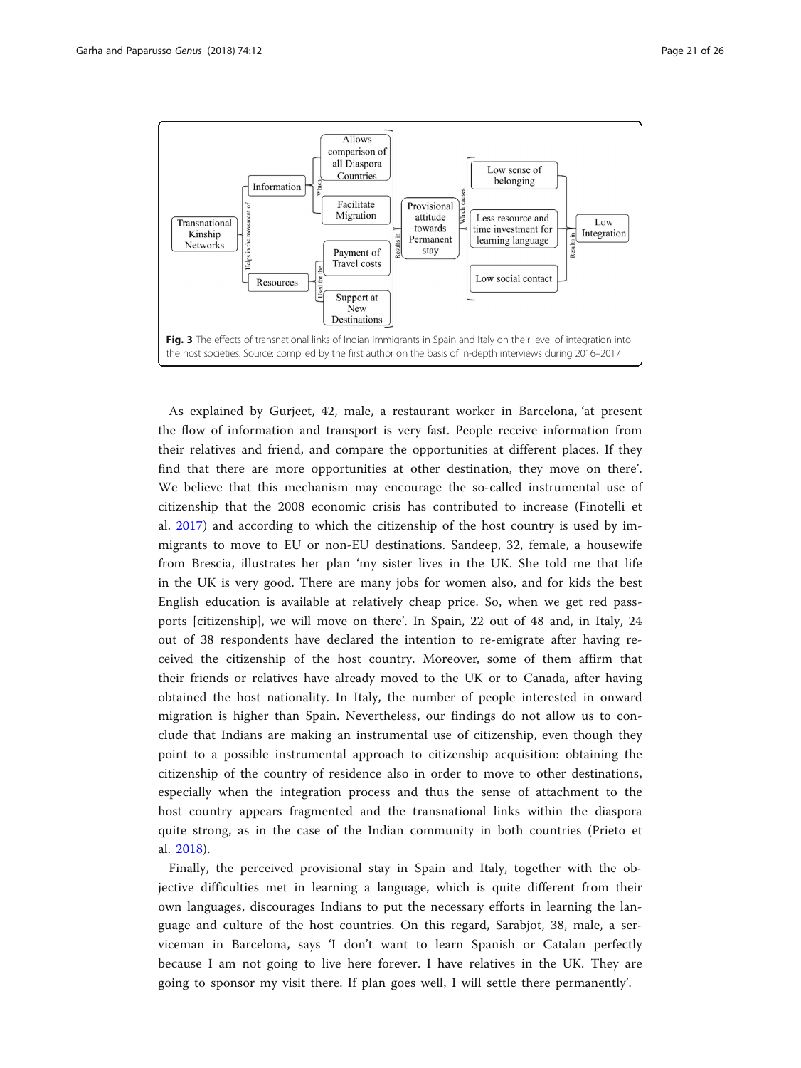**Fig. 3** The effects of transnational links of Indian immigrants in Spain and Italy on their level of integration into the host societies. Source: compiled by the first author on the basis of in-depth interviews during 2016–2017

As explained by Gurjeet, 42, male, a restaurant worker in Barcelona, 'at present the flow of information and transport is very fast. People receive information from their relatives and friend, and compare the opportunities at different places. If they find that there are more opportunities at other destination, they move on there'. We believe that this mechanism may encourage the so-called instrumental use of citizenship that the 2008 economic crisis has contributed to increase (Finotelli et al. 2017) and according to which the citizenship of the host country is used by immigrants to move to EU or non-EU destinations. Sandeep, 32, female, a housewife from Brescia, illustrates her plan 'my sister lives in the UK. She told me that life in the UK is very good. There are many jobs for women also, and for kids the best English education is available at relatively cheap price. So, when we get red passports [citizenship], we will move on there'. In Spain, 22 out of 48 and, in Italy, 24 out of 38 respondents have declared the intention to re-emigrate after having received the citizenship of the host country. Moreover, some of them affirm that their friends or relatives have already moved to the UK or to Canada, after having obtained the host nationality. In Italy, the number of people interested in onward migration is higher than Spain. Nevertheless, our findings do not allow us to conclude that Indians are making an instrumental use of citizenship, even though they point to a possible instrumental approach to citizenship acquisition: obtaining the citizenship of the country of residence also in order to move to other destinations, especially when the integration process and thus the sense of attachment to the host country appears fragmented and the transnational links within the diaspora quite strong, as in the case of the Indian community in both countries (Prieto et al. 2018).

Finally, the perceived provisional stay in Spain and Italy, together with the objective difficulties met in learning a language, which is quite different from their own languages, discourages Indians to put the necessary efforts in learning the language and culture of the host countries. On this regard, Sarabjot, 38, male, a serviceman in Barcelona, says 'I don't want to learn Spanish or Catalan perfectly because I am not going to live here forever. I have relatives in the UK. They are going to sponsor my visit there. If plan goes well, I will settle there permanently'.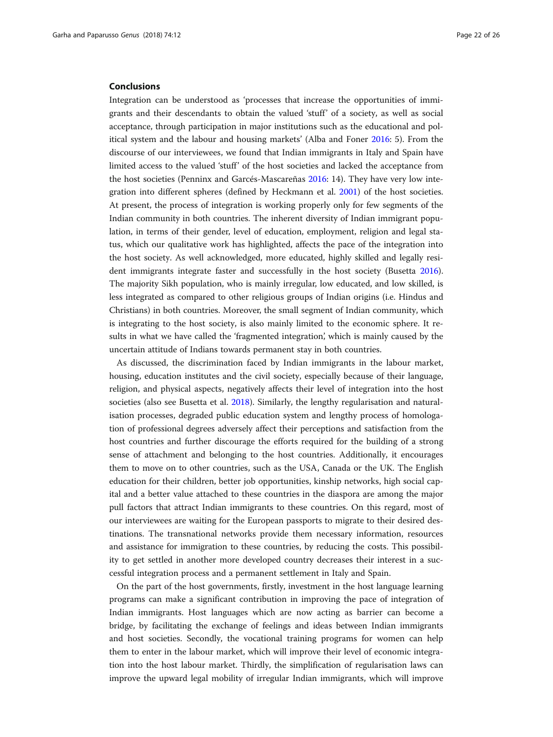## Conclusions

Integration can be understood as 'processes that increase the opportunities of immigrants and their descendants to obtain the valued 'stuff' of a society, as well as social acceptance, through participation in major institutions such as the educational and political system and the labour and housing markets' (Alba and Foner 2016: 5). From the discourse of our interviewees, we found that Indian immigrants in Italy and Spain have limited access to the valued 'stuff' of the host societies and lacked the acceptance from the host societies (Penninx and Garcés-Mascareñas 2016: 14). They have very low integration into different spheres (defined by Heckmann et al. 2001) of the host societies. At present, the process of integration is working properly only for few segments of the Indian community in both countries. The inherent diversity of Indian immigrant population, in terms of their gender, level of education, employment, religion and legal status, which our qualitative work has highlighted, affects the pace of the integration into the host society. As well acknowledged, more educated, highly skilled and legally resident immigrants integrate faster and successfully in the host society (Busetta 2016). The majority Sikh population, who is mainly irregular, low educated, and low skilled, is less integrated as compared to other religious groups of Indian origins (i.e. Hindus and Christians) in both countries. Moreover, the small segment of Indian community, which is integrating to the host society, is also mainly limited to the economic sphere. It results in what we have called the 'fragmented integration', which is mainly caused by the uncertain attitude of Indians towards permanent stay in both countries.

As discussed, the discrimination faced by Indian immigrants in the labour market, housing, education institutes and the civil society, especially because of their language, religion, and physical aspects, negatively affects their level of integration into the host societies (also see Busetta et al. 2018). Similarly, the lengthy regularisation and naturalisation processes, degraded public education system and lengthy process of homologation of professional degrees adversely affect their perceptions and satisfaction from the host countries and further discourage the efforts required for the building of a strong sense of attachment and belonging to the host countries. Additionally, it encourages them to move on to other countries, such as the USA, Canada or the UK. The English education for their children, better job opportunities, kinship networks, high social capital and a better value attached to these countries in the diaspora are among the major pull factors that attract Indian immigrants to these countries. On this regard, most of our interviewees are waiting for the European passports to migrate to their desired destinations. The transnational networks provide them necessary information, resources and assistance for immigration to these countries, by reducing the costs. This possibility to get settled in another more developed country decreases their interest in a successful integration process and a permanent settlement in Italy and Spain.

On the part of the host governments, firstly, investment in the host language learning programs can make a significant contribution in improving the pace of integration of Indian immigrants. Host languages which are now acting as barrier can become a bridge, by facilitating the exchange of feelings and ideas between Indian immigrants and host societies. Secondly, the vocational training programs for women can help them to enter in the labour market, which will improve their level of economic integration into the host labour market. Thirdly, the simplification of regularisation laws can improve the upward legal mobility of irregular Indian immigrants, which will improve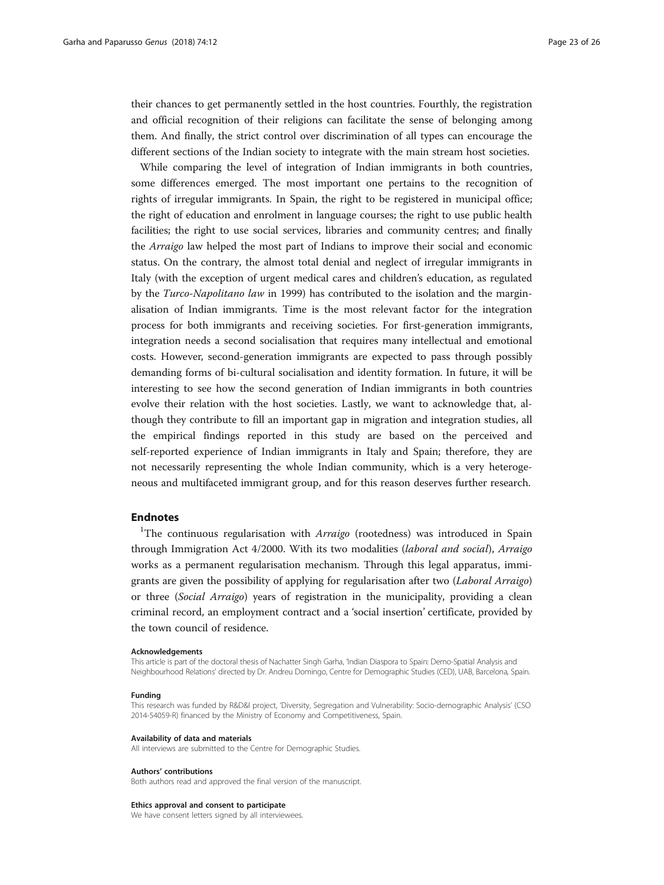their chances to get permanently settled in the host countries. Fourthly, the registration and official recognition of their religions can facilitate the sense of belonging among them. And finally, the strict control over discrimination of all types can encourage the different sections of the Indian society to integrate with the main stream host societies.

While comparing the level of integration of Indian immigrants in both countries, some differences emerged. The most important one pertains to the recognition of rights of irregular immigrants. In Spain, the right to be registered in municipal office; the right of education and enrolment in language courses; the right to use public health facilities; the right to use social services, libraries and community centres; and finally the *Arraigo* law helped the most part of Indians to improve their social and economic status. On the contrary, the almost total denial and neglect of irregular immigrants in Italy (with the exception of urgent medical cares and children's education, as regulated by the *Turco-Napolitano law* in 1999) has contributed to the isolation and the marginalisation of Indian immigrants. Time is the most relevant factor for the integration process for both immigrants and receiving societies. For first-generation immigrants, integration needs a second socialisation that requires many intellectual and emotional costs. However, second-generation immigrants are expected to pass through possibly demanding forms of bi-cultural socialisation and identity formation. In future, it will be interesting to see how the second generation of Indian immigrants in both countries evolve their relation with the host societies. Lastly, we want to acknowledge that, although they contribute to fill an important gap in migration and integration studies, all the empirical findings reported in this study are based on the perceived and self-reported experience of Indian immigrants in Italy and Spain; therefore, they are not necessarily representing the whole Indian community, which is a very heterogeneous and multifaceted immigrant group, and for this reason deserves further research.

## Endnotes

[1]The continuous regularisation with *Arraigo* (rootedness) was introduced in Spain through Immigration Act 4/2000. With its two modalities (*laboral and social*), *Arraigo* works as a permanent regularisation mechanism. Through this legal apparatus, immigrants are given the possibility of applying for regularisation after two (*Laboral Arraigo*) or three (*Social Arraigo*) years of registration in the municipality, providing a clean criminal record, an employment contract and a 'social insertion' certificate, provided by the town council of residence.

#### Acknowledgements

This article is part of the doctoral thesis of Nachatter Singh Garha, 'Indian Diaspora to Spain: Demo-Spatial Analysis and Neighbourhood Relations' directed by Dr. Andreu Domingo, Centre for Demographic Studies (CED), UAB, Barcelona, Spain.

#### Funding

This research was funded by R&D&I project, 'Diversity, Segregation and Vulnerability: Socio-demographic Analysis' (CSO 2014-54059-R) financed by the Ministry of Economy and Competitiveness, Spain.

#### Availability of data and materials

All interviews are submitted to the Centre for Demographic Studies.

#### Authors' contributions

Both authors read and approved the final version of the manuscript.

#### Ethics approval and consent to participate

We have consent letters signed by all interviewees.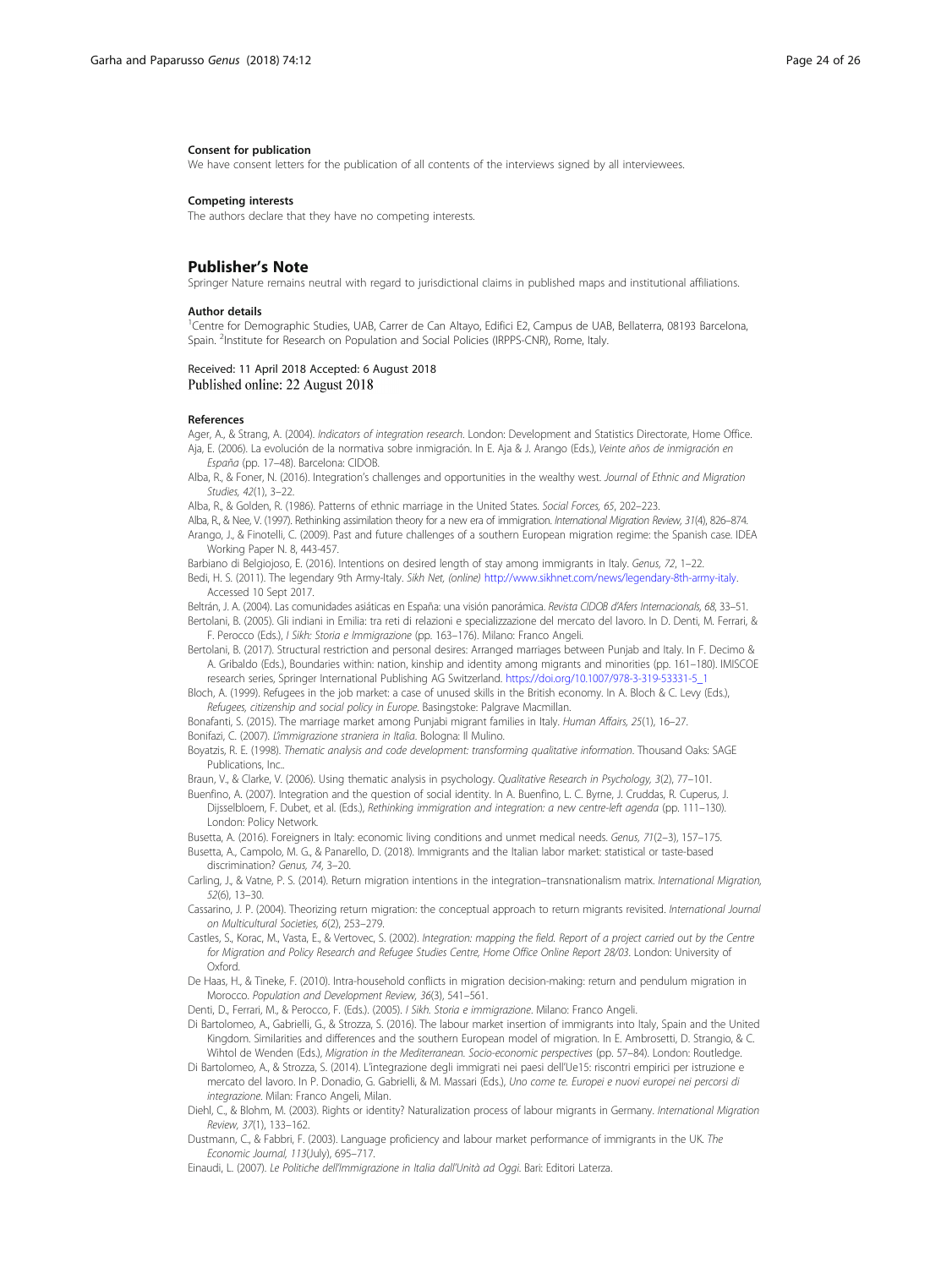### Consent for publication

We have consent letters for the publication of all contents of the interviews signed by all interviewees.

### Competing interests

The authors declare that they have no competing interests.

## Publisher's Note

Springer Nature remains neutral with regard to jurisdictional claims in published maps and institutional affiliations.

### Author details

[1]Centre for Demographic Studies, UAB, Carrer de Can Altayo, Edifici E2, Campus de UAB, Bellaterra, 08193 Barcelona, Spain. [2]Institute for Research on Population and Social Policies (IRPPS-CNR), Rome, Italy.

Received: 11 April 2018 Accepted: 6 August 2018
Published online: 22 August 2018

### References

Ager, A., & Strang, A. (2004). *Indicators of integration research*. London: Development and Statistics Directorate, Home Office.

Aja, E. (2006). La evolución de la normativa sobre inmigración. In E. Aja & J. Arango (Eds.), *Veinte años de inmigración en España* (pp. 17–48). Barcelona: CIDOB.

Alba, R., & Foner, N. (2016). Integration's challenges and opportunities in the wealthy west. *Journal of Ethnic and Migration Studies, 42*(1), 3–22.

Alba, R., & Golden, R. (1986). Patterns of ethnic marriage in the United States. *Social Forces, 65*, 202–223.

Alba, R., & Nee, V. (1997). Rethinking assimilation theory for a new era of immigration. *International Migration Review, 31*(4), 826–874.

Arango, J., & Finotelli, C. (2009). Past and future challenges of a southern European migration regime: the Spanish case. IDEA Working Paper N. 8, 443-457.

Barbiano di Belgiojoso, E. (2016). Intentions on desired length of stay among immigrants in Italy. *Genus, 72*, 1–22.

Bedi, H. S. (2011). The legendary 9th Army-Italy. *Sikh Net, (online)* http://www.sikhnet.com/news/legendary-8th-army-italy. Accessed 10 Sept 2017.

Beltrán, J. A. (2004). Las comunidades asiáticas en España: una visión panorámica. *Revista CIDOB d'Afers Internacionals, 68*, 33–51.

Bertolani, B. (2005). Gli indiani in Emilia: tra reti di relazioni e specializzazione del mercato del lavoro. In D. Denti, M. Ferrari, & F. Perocco (Eds.), *I Sikh: Storia e Immigrazione* (pp. 163–176). Milano: Franco Angeli.

Bertolani, B. (2017). Structural restriction and personal desires: Arranged marriages between Punjab and Italy. In F. Decimo & A. Gribaldo (Eds.), Boundaries within: nation, kinship and identity among migrants and minorities (pp. 161–180). IMISCOE research series, Springer International Publishing AG Switzerland. https://doi.org/10.1007/978-3-319-53331-5_1

Bloch, A. (1999). Refugees in the job market: a case of unused skills in the British economy. In A. Bloch & C. Levy (Eds.), *Refugees, citizenship and social policy in Europe*. Basingstoke: Palgrave Macmillan.

Bonafanti, S. (2015). The marriage market among Punjabi migrant families in Italy. *Human Affairs, 25*(1), 16–27.

Bonifazi, C. (2007). *L'immigrazione straniera in Italia*. Bologna: Il Mulino.

Boyatzis, R. E. (1998). *Thematic analysis and code development: transforming qualitative information*. Thousand Oaks: SAGE Publications, Inc..

Braun, V., & Clarke, V. (2006). Using thematic analysis in psychology. *Qualitative Research in Psychology, 3*(2), 77–101.

Buenfino, A. (2007). Integration and the question of social identity. In A. Buenfino, L. C. Byrne, J. Cruddas, R. Cuperus, J. Dijsselbloem, F. Dubet, et al. (Eds.), *Rethinking immigration and integration: a new centre-left agenda* (pp. 111–130). London: Policy Network.

Busetta, A. (2016). Foreigners in Italy: economic living conditions and unmet medical needs. *Genus, 71*(2–3), 157–175.

Busetta, A., Campolo, M. G., & Panarello, D. (2018). Immigrants and the Italian labor market: statistical or taste-based discrimination? *Genus, 74*, 3–20.

Carling, J., & Vatne, P. S. (2014). Return migration intentions in the integration–transnationalism matrix. *International Migration, 52*(6), 13–30.

Cassarino, J. P. (2004). Theorizing return migration: the conceptual approach to return migrants revisited. *International Journal on Multicultural Societies, 6*(2), 253–279.

Castles, S., Korac, M., Vasta, E., & Vertovec, S. (2002). *Integration: mapping the field. Report of a project carried out by the Centre for Migration and Policy Research and Refugee Studies Centre, Home Office Online Report 28/03*. London: University of Oxford.

De Haas, H., & Tineke, F. (2010). Intra-household conflicts in migration decision-making: return and pendulum migration in Morocco. *Population and Development Review, 36*(3), 541–561.

Denti, D., Ferrari, M., & Perocco, F. (Eds.). (2005). *I Sikh. Storia e immigrazione*. Milano: Franco Angeli.

Di Bartolomeo, A., Gabrielli, G., & Strozza, S. (2016). The labour market insertion of immigrants into Italy, Spain and the United Kingdom. Similarities and differences and the southern European model of migration. In E. Ambrosetti, D. Strangio, & C. Wihtol de Wenden (Eds.), *Migration in the Mediterranean. Socio-economic perspectives* (pp. 57–84). London: Routledge.

Di Bartolomeo, A., & Strozza, S. (2014). L'integrazione degli immigrati nei paesi dell'Ue15: riscontri empirici per istruzione e mercato del lavoro. In P. Donadio, G. Gabrielli, & M. Massari (Eds.), *Uno come te. Europei e nuovi europei nei percorsi di integrazione*. Milan: Franco Angeli, Milan.

Diehl, C., & Blohm, M. (2003). Rights or identity? Naturalization process of labour migrants in Germany. *International Migration Review, 37*(1), 133–162.

Dustmann, C., & Fabbri, F. (2003). Language proficiency and labour market performance of immigrants in the UK. *The Economic Journal, 113*(July), 695–717.

Einaudi, L. (2007). *Le Politiche dell'Immigrazione in Italia dall'Unità ad Oggi*. Bari: Editori Laterza.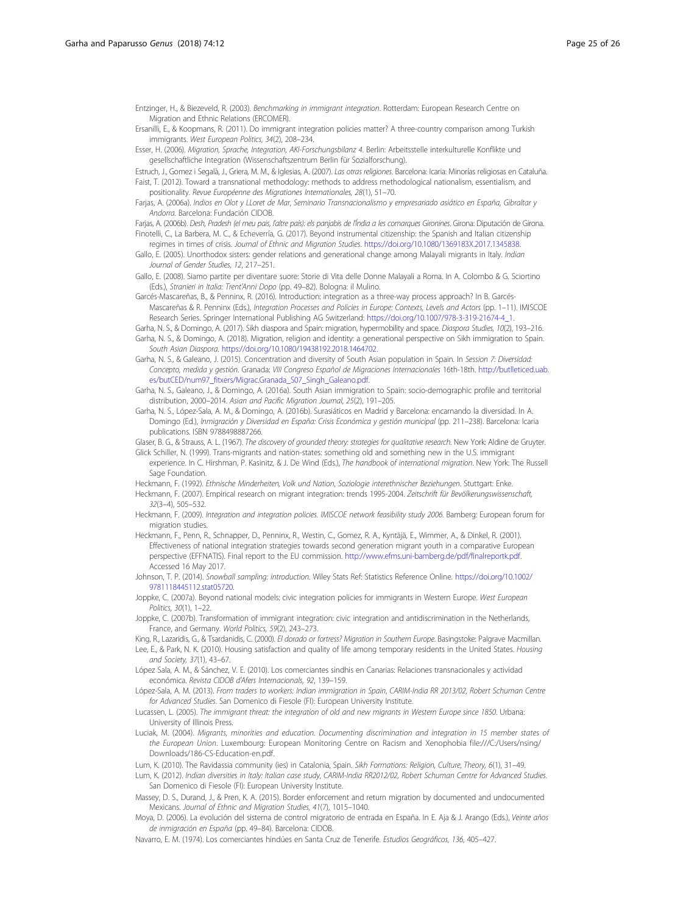Entzinger, H., & Biezeveld, R. (2003). *Benchmarking in immigrant integration*. Rotterdam: European Research Centre on Migration and Ethnic Relations (ERCOMER).

Ersanilli, E., & Koopmans, R. (2011). Do immigrant integration policies matter? A three-country comparison among Turkish immigrants. *West European Politics, 34*(2), 208–234.

Esser, H. (2006). *Migration, Sprache, Integration, AKI-Forschungsbilanz 4*. Berlin: Arbeitsstelle interkulturelle Konflikte und gesellschaftliche Integration (Wissenschaftszentrum Berlin für Sozialforschung).

Estruch, J., Gomez i Segalà, J., Griera, M. M., & Iglesias, A. (2007). *Las otras religiones*. Barcelona: Icaria: Minorías religiosas en Cataluña.

Faist, T. (2012). Toward a transnational methodology: methods to address methodological nationalism, essentialism, and positionality. *Revue Européenne des Migrationes Internationales, 28*(1), 51–70.

Farjas, A. (2006a). *Indios en Olot y LLoret de Mar, Seminario Transnacionalismo y empresariado asiático en España, Gibraltar y Andorra*. Barcelona: Fundación CIDOB.

Farjas, A. (2006b). *Desh, Pradesh (el meu país, l'altre país): els panjabis de l'Índia a les comarques Gironines*. Girona: Diputación de Girona.

Finotelli, C., La Barbera, M. C., & Echeverría, G. (2017). Beyond instrumental citizenship: the Spanish and Italian citizenship regimes in times of crisis. *Journal of Ethnic and Migration Studies*. https://doi.org/10.1080/1369183X.2017.1345838.

Gallo, E. (2005). Unorthodox sisters: gender relations and generational change among Malayali migrants in Italy. *Indian Journal of Gender Studies, 12*, 217–251.

Gallo, E. (2008). Siamo partite per diventare suore: Storie di Vita delle Donne Malayali a Roma. In A. Colombo & G. Sciortino (Eds.), *Stranieri in Italia: Trent'Anni Dopo* (pp. 49–82). Bologna: il Mulino.

Garcés-Mascareñas, B., & Penninx, R. (2016). Introduction: integration as a three-way process approach? In B. Garcés-Mascareñas & R. Penninx (Eds.), *Integration Processes and Policies in Europe: Contexts, Levels and Actors* (pp. 1–11). IMISCOE Research Series. Springer International Publishing AG Switzerland: https://doi.org/10.1007/978-3-319-21674-4_1.

Garha, N. S., & Domingo, A. (2017). Sikh diaspora and Spain: migration, hypermobility and space. *Diaspora Studies, 10*(2), 193–216.

Garha, N. S., & Domingo, A. (2018). Migration, religion and identity: a generational perspective on Sikh immigration to Spain. *South Asian Diaspora*. https://doi.org/10.1080/19438192.2018.1464702.

Garha, N. S., & Galeano, J. (2015). Concentration and diversity of South Asian population in Spain. In *Session 7: Diversidad: Concepto, medida y gestión*. Granada: *VIII Congreso Español de Migraciones Internacionales* 16th-18th. http://butlleticed.uab.es/butCED/num97_fitxers/Migrac.Granada_S07_Singh_Galeano.pdf.

Garha, N. S., Galeano, J., & Domingo, A. (2016a). South Asian immigration to Spain: socio-demographic profile and territorial distribution, 2000–2014. *Asian and Pacific Migration Journal, 25*(2), 191–205.

Garha, N. S., López-Sala, A. M., & Domingo, A. (2016b). Surasiáticos en Madrid y Barcelona: encarnando la diversidad. In A. Domingo (Ed.), *Inmigración y Diversidad en España: Crisis Económica y gestión municipal* (pp. 211–238). Barcelona: Icaria publications. ISBN 9788498887266.

Glaser, B. G., & Strauss, A. L. (1967). *The discovery of grounded theory: strategies for qualitative research*. New York: Aldine de Gruyter.

Glick Schiller, N. (1999). Trans-migrants and nation-states: something old and something new in the U.S. immigrant experience. In C. Hirshman, P. Kasinitz, & J. De Wind (Eds.), *The handbook of international migration*. New York: The Russell Sage Foundation.

Heckmann, F. (1992). *Ethnische Minderheiten, Volk und Nation, Soziologie interethnischer Beziehungen*. Stuttgart: Enke.

Heckmann, F. (2007). Empirical research on migrant integration: trends 1995-2004. *Zeitschrift für Bevölkerungswissenschaft, 32*(3–4), 505–532.

Heckmann, F. (2009). *Integration and integration policies. IMISCOE network feasibility study 2006*. Bamberg: European forum for migration studies.

Heckmann, F., Penn, R., Schnapper, D., Penninx, R., Westin, C., Gomez, R. A., Kyntäjä, E., Wimmer, A., & Dinkel, R. (2001). Effectiveness of national integration strategies towards second generation migrant youth in a comparative European perspective (EFFNATIS). Final report to the EU commission. http://www.efms.uni-bamberg.de/pdf/finalreportk.pdf. Accessed 16 May 2017.

Johnson, T. P. (2014). *Snowball sampling: introduction*. Wiley Stats Ref: Statistics Reference Online. https://doi.org/10.1002/9781118445112.stat05720.

Joppke, C. (2007a). Beyond national models: civic integration policies for immigrants in Western Europe. *West European Politics, 30*(1), 1–22.

Joppke, C. (2007b). Transformation of immigrant integration: civic integration and antidiscrimination in the Netherlands, France, and Germany. *World Politics, 59*(2), 243–273.

King, R., Lazaridis, G., & Tsardanidis, C. (2000). *El dorado or fortress? Migration in Southern Europe*. Basingstoke: Palgrave Macmillan.

Lee, E., & Park, N. K. (2010). Housing satisfaction and quality of life among temporary residents in the United States. *Housing and Society, 37*(1), 43–67.

López Sala, A. M., & Sánchez, V. E. (2010). Los comerciantes sindhis en Canarias: Relaciones transnacionales y actividad económica. *Revista CIDOB d'Afers Internacionals, 92*, 139–159.

López-Sala, A. M. (2013). *From traders to workers: Indian immigration in Spain, CARIM-India RR 2013/02, Robert Schuman Centre for Advanced Studies*. San Domenico di Fiesole (FI): European University Institute.

Lucassen, L. (2005). *The immigrant threat: the integration of old and new migrants in Western Europe since 1850*. Urbana: University of Illinois Press.

Luciak, M. (2004). *Migrants, minorities and education. Documenting discrimination and integration in 15 member states of the European Union*. Luxembourg: European Monitoring Centre on Racism and Xenophobia file:///C:/Users/nsing/Downloads/186-CS-Education-en.pdf.

Lum, K. (2010). The Ravidassia community (ies) in Catalonia, Spain. *Sikh Formations: Religion, Culture, Theory, 6*(1), 31–49.

Lum, K. (2012). *Indian diversities in Italy: Italian case study, CARIM-India RR2012/02, Robert Schuman Centre for Advanced Studies*. San Domenico di Fiesole (FI): European University Institute.

Massey, D. S., Durand, J., & Pren, K. A. (2015). Border enforcement and return migration by documented and undocumented Mexicans. *Journal of Ethnic and Migration Studies, 41*(7), 1015–1040.

Moya, D. (2006). La evolución del sistema de control migratorio de entrada en España. In E. Aja & J. Arango (Eds.), *Veinte años de inmigración en España* (pp. 49–84). Barcelona: CIDOB.

Navarro, E. M. (1974). Los comerciantes hindúes en Santa Cruz de Tenerife. *Estudios Geográficos, 136*, 405–427.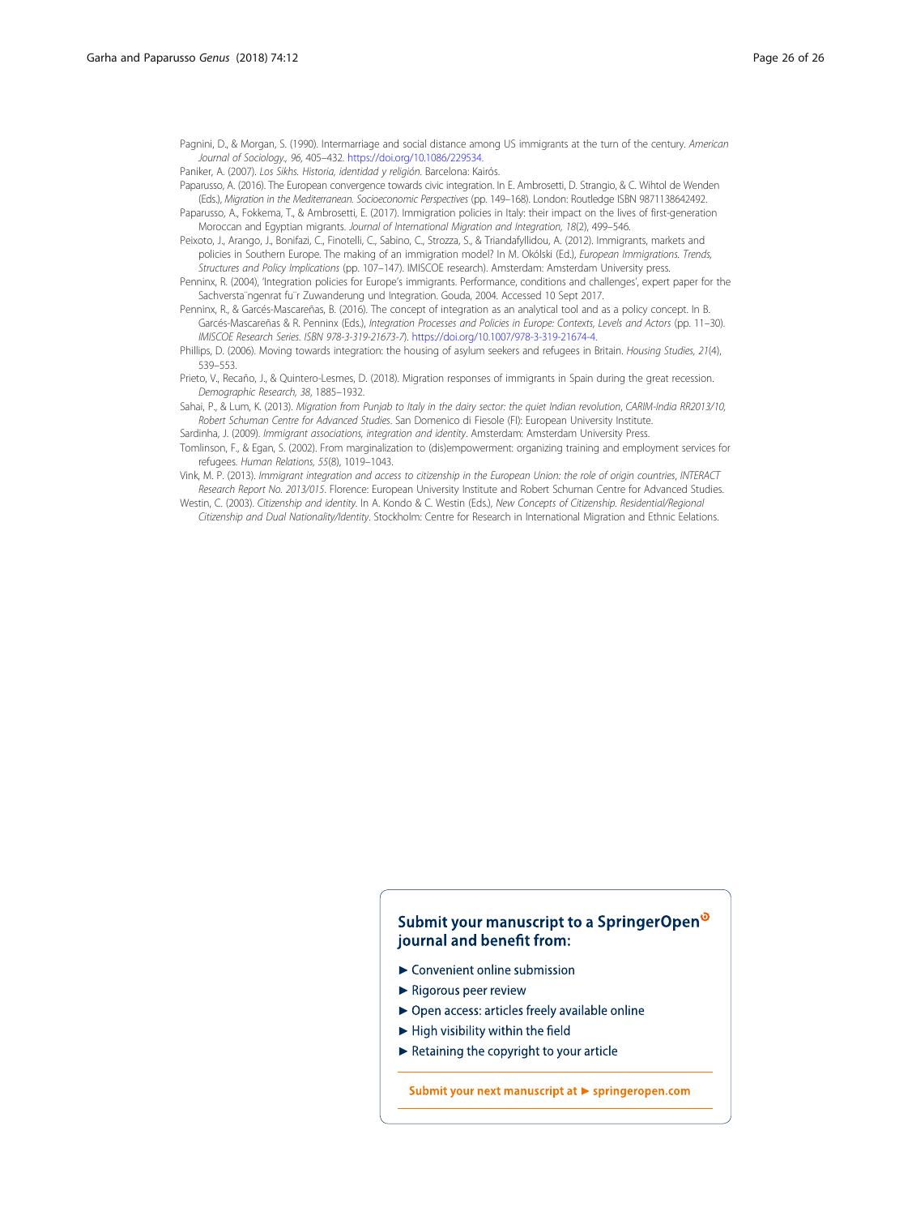Pagnini, D., & Morgan, S. (1990). Intermarriage and social distance among US immigrants at the turn of the century. *American Journal of Sociology., 96*, 405–432. https://doi.org/10.1086/229534.

Paniker, A. (2007). *Los Sikhs. Historia, identidad y religión*. Barcelona: Kairós.

Paparusso, A. (2016). The European convergence towards civic integration. In E. Ambrosetti, D. Strangio, & C. Wihtol de Wenden (Eds.), *Migration in the Mediterranean. Socioeconomic Perspectives* (pp. 149–168). London: Routledge ISBN 9871138642492.

Paparusso, A., Fokkema, T., & Ambrosetti, E. (2017). Immigration policies in Italy: their impact on the lives of first-generation Moroccan and Egyptian migrants. *Journal of International Migration and Integration, 18*(2), 499–546.

Peixoto, J., Arango, J., Bonifazi, C., Finotelli, C., Sabino, C., Strozza, S., & Triandafyllidou, A. (2012). Immigrants, markets and policies in Southern Europe. The making of an immigration model? In M. Okólski (Ed.), *European Immigrations. Trends, Structures and Policy Implications* (pp. 107–147). IMISCOE research). Amsterdam: Amsterdam University press.

Penninx, R. (2004), 'Integration policies for Europe's immigrants. Performance, conditions and challenges', expert paper for the Sachversta¨ngenrat fu¨r Zuwanderung und Integration. Gouda, 2004. Accessed 10 Sept 2017.

Penninx, R., & Garcés-Mascareñas, B. (2016). The concept of integration as an analytical tool and as a policy concept. In B. Garcés-Mascareñas & R. Penninx (Eds.), *Integration Processes and Policies in Europe: Contexts, Levels and Actors* (pp. 11–30). *IMISCOE Research Series. ISBN 978-3-319-21673-7*). https://doi.org/10.1007/978-3-319-21674-4.

Phillips, D. (2006). Moving towards integration: the housing of asylum seekers and refugees in Britain. *Housing Studies, 21*(4), 539–553.

Prieto, V., Recaño, J., & Quintero-Lesmes, D. (2018). Migration responses of immigrants in Spain during the great recession. *Demographic Research, 38*, 1885–1932.

Sahai, P., & Lum, K. (2013). *Migration from Punjab to Italy in the dairy sector: the quiet Indian revolution, CARIM-India RR2013/10, Robert Schuman Centre for Advanced Studies*. San Domenico di Fiesole (FI): European University Institute.

Sardinha, J. (2009). *Immigrant associations, integration and identity*. Amsterdam: Amsterdam University Press.

Tomlinson, F., & Egan, S. (2002). From marginalization to (dis)empowerment: organizing training and employment services for refugees. *Human Relations, 55*(8), 1019–1043.

Vink, M. P. (2013). *Immigrant integration and access to citizenship in the European Union: the role of origin countries, INTERACT Research Report No. 2013/015*. Florence: European University Institute and Robert Schuman Centre for Advanced Studies.

Westin, C. (2003). *Citizenship and identity*. In A. Kondo & C. Westin (Eds.), *New Concepts of Citizenship. Residential/Regional Citizenship and Dual Nationality/Identity*. Stockholm: Centre for Research in International Migration and Ethnic Eelations.

**Submit your manuscript to a SpringerOpen journal and benefit from:**

- ► Convenient online submission
- ► Rigorous peer review
- ► Open access: articles freely available online
- ► High visibility within the field
- ► Retaining the copyright to your article

**Submit your next manuscript at ► springeropen.com**